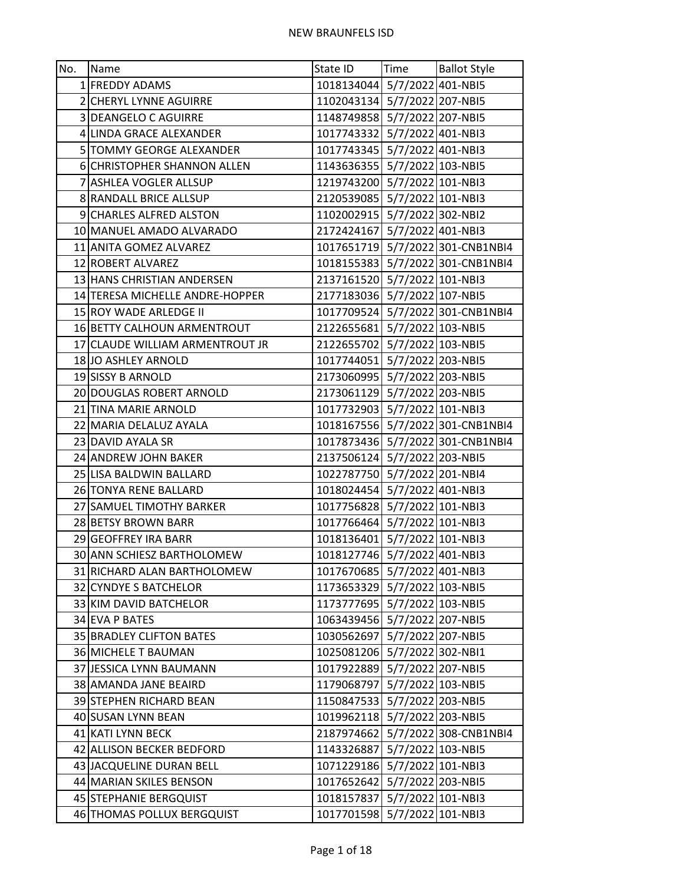# NEW BRAUNFELS ISD

| No. | Name | State ID | Time | Ballot Style |
|---|---|---|---|---|
| 1 | FREDDY ADAMS | 1018134044 | 5/7/2022 | 401-NBI5 |
| 2 | CHERYL LYNNE AGUIRRE | 1102043134 | 5/7/2022 | 207-NBI5 |
| 3 | DEANGELO C AGUIRRE | 1148749858 | 5/7/2022 | 207-NBI5 |
| 4 | LINDA GRACE ALEXANDER | 1017743332 | 5/7/2022 | 401-NBI3 |
| 5 | TOMMY GEORGE ALEXANDER | 1017743345 | 5/7/2022 | 401-NBI3 |
| 6 | CHRISTOPHER SHANNON ALLEN | 1143636355 | 5/7/2022 | 103-NBI5 |
| 7 | ASHLEA VOGLER ALLSUP | 1219743200 | 5/7/2022 | 101-NBI3 |
| 8 | RANDALL BRICE ALLSUP | 2120539085 | 5/7/2022 | 101-NBI3 |
| 9 | CHARLES ALFRED ALSTON | 1102002915 | 5/7/2022 | 302-NBI2 |
| 10 | MANUEL AMADO ALVARADO | 2172424167 | 5/7/2022 | 401-NBI3 |
| 11 | ANITA GOMEZ ALVAREZ | 1017651719 | 5/7/2022 | 301-CNB1NBI4 |
| 12 | ROBERT ALVAREZ | 1018155383 | 5/7/2022 | 301-CNB1NBI4 |
| 13 | HANS CHRISTIAN ANDERSEN | 2137161520 | 5/7/2022 | 101-NBI3 |
| 14 | TERESA MICHELLE ANDRE-HOPPER | 2177183036 | 5/7/2022 | 107-NBI5 |
| 15 | ROY WADE ARLEDGE II | 1017709524 | 5/7/2022 | 301-CNB1NBI4 |
| 16 | BETTY CALHOUN ARMENTROUT | 2122655681 | 5/7/2022 | 103-NBI5 |
| 17 | CLAUDE WILLIAM ARMENTROUT JR | 2122655702 | 5/7/2022 | 103-NBI5 |
| 18 | JO ASHLEY ARNOLD | 1017744051 | 5/7/2022 | 203-NBI5 |
| 19 | SISSY B ARNOLD | 2173060995 | 5/7/2022 | 203-NBI5 |
| 20 | DOUGLAS ROBERT ARNOLD | 2173061129 | 5/7/2022 | 203-NBI5 |
| 21 | TINA MARIE ARNOLD | 1017732903 | 5/7/2022 | 101-NBI3 |
| 22 | MARIA DELALUZ AYALA | 1018167556 | 5/7/2022 | 301-CNB1NBI4 |
| 23 | DAVID AYALA SR | 1017873436 | 5/7/2022 | 301-CNB1NBI4 |
| 24 | ANDREW JOHN BAKER | 2137506124 | 5/7/2022 | 203-NBI5 |
| 25 | LISA BALDWIN BALLARD | 1022787750 | 5/7/2022 | 201-NBI4 |
| 26 | TONYA RENE BALLARD | 1018024454 | 5/7/2022 | 401-NBI3 |
| 27 | SAMUEL TIMOTHY BARKER | 1017756828 | 5/7/2022 | 101-NBI3 |
| 28 | BETSY BROWN BARR | 1017766464 | 5/7/2022 | 101-NBI3 |
| 29 | GEOFFREY IRA BARR | 1018136401 | 5/7/2022 | 101-NBI3 |
| 30 | ANN SCHIESZ BARTHOLOMEW | 1018127746 | 5/7/2022 | 401-NBI3 |
| 31 | RICHARD ALAN BARTHOLOMEW | 1017670685 | 5/7/2022 | 401-NBI3 |
| 32 | CYNDYE S BATCHELOR | 1173653329 | 5/7/2022 | 103-NBI5 |
| 33 | KIM DAVID BATCHELOR | 1173777695 | 5/7/2022 | 103-NBI5 |
| 34 | EVA P BATES | 1063439456 | 5/7/2022 | 207-NBI5 |
| 35 | BRADLEY CLIFTON BATES | 1030562697 | 5/7/2022 | 207-NBI5 |
| 36 | MICHELE T BAUMAN | 1025081206 | 5/7/2022 | 302-NBI1 |
| 37 | JESSICA LYNN BAUMANN | 1017922889 | 5/7/2022 | 207-NBI5 |
| 38 | AMANDA JANE BEAIRD | 1179068797 | 5/7/2022 | 103-NBI5 |
| 39 | STEPHEN RICHARD BEAN | 1150847533 | 5/7/2022 | 203-NBI5 |
| 40 | SUSAN LYNN BEAN | 1019962118 | 5/7/2022 | 203-NBI5 |
| 41 | KATI LYNN BECK | 2187974662 | 5/7/2022 | 308-CNB1NBI4 |
| 42 | ALLISON BECKER BEDFORD | 1143326887 | 5/7/2022 | 103-NBI5 |
| 43 | JACQUELINE DURAN BELL | 1071229186 | 5/7/2022 | 101-NBI3 |
| 44 | MARIAN SKILES BENSON | 1017652642 | 5/7/2022 | 203-NBI5 |
| 45 | STEPHANIE BERGQUIST | 1018157837 | 5/7/2022 | 101-NBI3 |
| 46 | THOMAS POLLUX BERGQUIST | 1017701598 | 5/7/2022 | 101-NBI3 |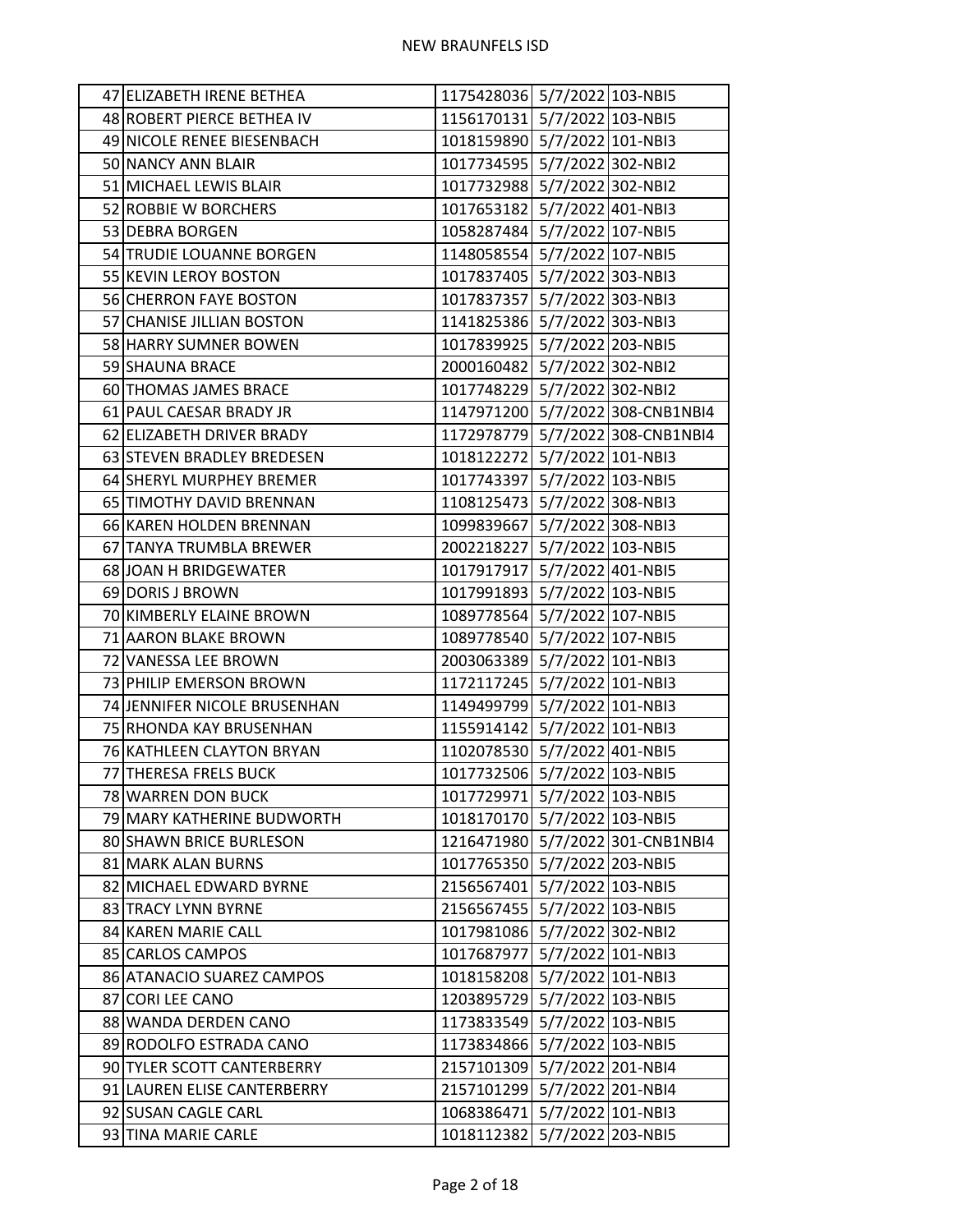| | | | | |
|---|---|---|---|---|
| 47 | ELIZABETH IRENE BETHEA | 1175428036 | 5/7/2022 | 103-NBI5 |
| 48 | ROBERT PIERCE BETHEA IV | 1156170131 | 5/7/2022 | 103-NBI5 |
| 49 | NICOLE RENEE BIESENBACH | 1018159890 | 5/7/2022 | 101-NBI3 |
| 50 | NANCY ANN BLAIR | 1017734595 | 5/7/2022 | 302-NBI2 |
| 51 | MICHAEL LEWIS BLAIR | 1017732988 | 5/7/2022 | 302-NBI2 |
| 52 | ROBBIE W BORCHERS | 1017653182 | 5/7/2022 | 401-NBI3 |
| 53 | DEBRA BORGEN | 1058287484 | 5/7/2022 | 107-NBI5 |
| 54 | TRUDIE LOUANNE BORGEN | 1148058554 | 5/7/2022 | 107-NBI5 |
| 55 | KEVIN LEROY BOSTON | 1017837405 | 5/7/2022 | 303-NBI3 |
| 56 | CHERRON FAYE BOSTON | 1017837357 | 5/7/2022 | 303-NBI3 |
| 57 | CHANISE JILLIAN BOSTON | 1141825386 | 5/7/2022 | 303-NBI3 |
| 58 | HARRY SUMNER BOWEN | 1017839925 | 5/7/2022 | 203-NBI5 |
| 59 | SHAUNA BRACE | 2000160482 | 5/7/2022 | 302-NBI2 |
| 60 | THOMAS JAMES BRACE | 1017748229 | 5/7/2022 | 302-NBI2 |
| 61 | PAUL CAESAR BRADY JR | 1147971200 | 5/7/2022 | 308-CNB1NBI4 |
| 62 | ELIZABETH DRIVER BRADY | 1172978779 | 5/7/2022 | 308-CNB1NBI4 |
| 63 | STEVEN BRADLEY BREDESEN | 1018122272 | 5/7/2022 | 101-NBI3 |
| 64 | SHERYL MURPHEY BREMER | 1017743397 | 5/7/2022 | 103-NBI5 |
| 65 | TIMOTHY DAVID BRENNAN | 1108125473 | 5/7/2022 | 308-NBI3 |
| 66 | KAREN HOLDEN BRENNAN | 1099839667 | 5/7/2022 | 308-NBI3 |
| 67 | TANYA TRUMBLA BREWER | 2002218227 | 5/7/2022 | 103-NBI5 |
| 68 | JOAN H BRIDGEWATER | 1017917917 | 5/7/2022 | 401-NBI5 |
| 69 | DORIS J BROWN | 1017991893 | 5/7/2022 | 103-NBI5 |
| 70 | KIMBERLY ELAINE BROWN | 1089778564 | 5/7/2022 | 107-NBI5 |
| 71 | AARON BLAKE BROWN | 1089778540 | 5/7/2022 | 107-NBI5 |
| 72 | VANESSA LEE BROWN | 2003063389 | 5/7/2022 | 101-NBI3 |
| 73 | PHILIP EMERSON BROWN | 1172117245 | 5/7/2022 | 101-NBI3 |
| 74 | JENNIFER NICOLE BRUSENHAN | 1149499799 | 5/7/2022 | 101-NBI3 |
| 75 | RHONDA KAY BRUSENHAN | 1155914142 | 5/7/2022 | 101-NBI3 |
| 76 | KATHLEEN CLAYTON BRYAN | 1102078530 | 5/7/2022 | 401-NBI5 |
| 77 | THERESA FRELS BUCK | 1017732506 | 5/7/2022 | 103-NBI5 |
| 78 | WARREN DON BUCK | 1017729971 | 5/7/2022 | 103-NBI5 |
| 79 | MARY KATHERINE BUDWORTH | 1018170170 | 5/7/2022 | 103-NBI5 |
| 80 | SHAWN BRICE BURLESON | 1216471980 | 5/7/2022 | 301-CNB1NBI4 |
| 81 | MARK ALAN BURNS | 1017765350 | 5/7/2022 | 203-NBI5 |
| 82 | MICHAEL EDWARD BYRNE | 2156567401 | 5/7/2022 | 103-NBI5 |
| 83 | TRACY LYNN BYRNE | 2156567455 | 5/7/2022 | 103-NBI5 |
| 84 | KAREN MARIE CALL | 1017981086 | 5/7/2022 | 302-NBI2 |
| 85 | CARLOS CAMPOS | 1017687977 | 5/7/2022 | 101-NBI3 |
| 86 | ATANACIO SUAREZ CAMPOS | 1018158208 | 5/7/2022 | 101-NBI3 |
| 87 | CORI LEE CANO | 1203895729 | 5/7/2022 | 103-NBI5 |
| 88 | WANDA DERDEN CANO | 1173833549 | 5/7/2022 | 103-NBI5 |
| 89 | RODOLFO ESTRADA CANO | 1173834866 | 5/7/2022 | 103-NBI5 |
| 90 | TYLER SCOTT CANTERBERRY | 2157101309 | 5/7/2022 | 201-NBI4 |
| 91 | LAUREN ELISE CANTERBERRY | 2157101299 | 5/7/2022 | 201-NBI4 |
| 92 | SUSAN CAGLE CARL | 1068386471 | 5/7/2022 | 101-NBI3 |
| 93 | TINA MARIE CARLE | 1018112382 | 5/7/2022 | 203-NBI5 |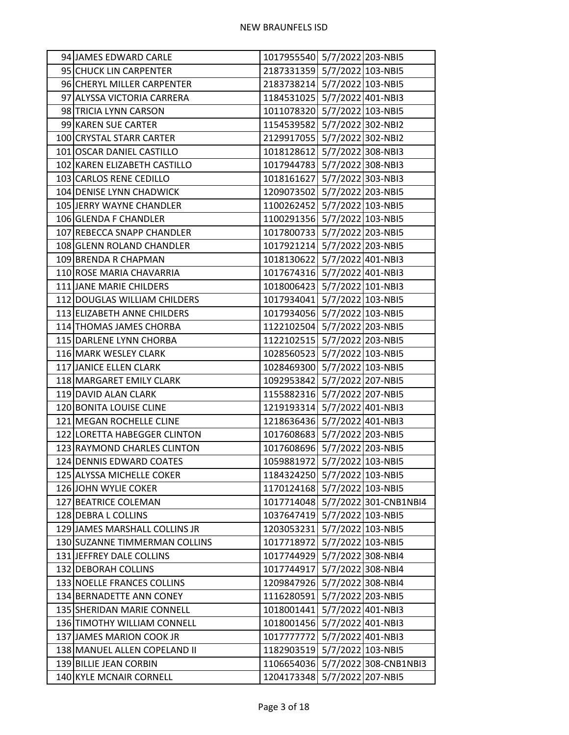| | | | | |
|---|---|---|---|---|
| 94 | JAMES EDWARD CARLE | 1017955540 | 5/7/2022 | 203-NBI5 |
| 95 | CHUCK LIN CARPENTER | 2187331359 | 5/7/2022 | 103-NBI5 |
| 96 | CHERYL MILLER CARPENTER | 2183738214 | 5/7/2022 | 103-NBI5 |
| 97 | ALYSSA VICTORIA CARRERA | 1184531025 | 5/7/2022 | 401-NBI3 |
| 98 | TRICIA LYNN CARSON | 1011078320 | 5/7/2022 | 103-NBI5 |
| 99 | KAREN SUE CARTER | 1154539582 | 5/7/2022 | 302-NBI2 |
| 100 | CRYSTAL STARR CARTER | 2129917055 | 5/7/2022 | 302-NBI2 |
| 101 | OSCAR DANIEL CASTILLO | 1018128612 | 5/7/2022 | 308-NBI3 |
| 102 | KAREN ELIZABETH CASTILLO | 1017944783 | 5/7/2022 | 308-NBI3 |
| 103 | CARLOS RENE CEDILLO | 1018161627 | 5/7/2022 | 303-NBI3 |
| 104 | DENISE LYNN CHADWICK | 1209073502 | 5/7/2022 | 203-NBI5 |
| 105 | JERRY WAYNE CHANDLER | 1100262452 | 5/7/2022 | 103-NBI5 |
| 106 | GLENDA F CHANDLER | 1100291356 | 5/7/2022 | 103-NBI5 |
| 107 | REBECCA SNAPP CHANDLER | 1017800733 | 5/7/2022 | 203-NBI5 |
| 108 | GLENN ROLAND CHANDLER | 1017921214 | 5/7/2022 | 203-NBI5 |
| 109 | BRENDA R CHAPMAN | 1018130622 | 5/7/2022 | 401-NBI3 |
| 110 | ROSE MARIA CHAVARRIA | 1017674316 | 5/7/2022 | 401-NBI3 |
| 111 | JANE MARIE CHILDERS | 1018006423 | 5/7/2022 | 101-NBI3 |
| 112 | DOUGLAS WILLIAM CHILDERS | 1017934041 | 5/7/2022 | 103-NBI5 |
| 113 | ELIZABETH ANNE CHILDERS | 1017934056 | 5/7/2022 | 103-NBI5 |
| 114 | THOMAS JAMES CHORBA | 1122102504 | 5/7/2022 | 203-NBI5 |
| 115 | DARLENE LYNN CHORBA | 1122102515 | 5/7/2022 | 203-NBI5 |
| 116 | MARK WESLEY CLARK | 1028560523 | 5/7/2022 | 103-NBI5 |
| 117 | JANICE ELLEN CLARK | 1028469300 | 5/7/2022 | 103-NBI5 |
| 118 | MARGARET EMILY CLARK | 1092953842 | 5/7/2022 | 207-NBI5 |
| 119 | DAVID ALAN CLARK | 1155882316 | 5/7/2022 | 207-NBI5 |
| 120 | BONITA LOUISE CLINE | 1219193314 | 5/7/2022 | 401-NBI3 |
| 121 | MEGAN ROCHELLE CLINE | 1218636436 | 5/7/2022 | 401-NBI3 |
| 122 | LORETTA HABEGGER CLINTON | 1017608683 | 5/7/2022 | 203-NBI5 |
| 123 | RAYMOND CHARLES CLINTON | 1017608696 | 5/7/2022 | 203-NBI5 |
| 124 | DENNIS EDWARD COATES | 1059881972 | 5/7/2022 | 103-NBI5 |
| 125 | ALYSSA MICHELLE COKER | 1184324250 | 5/7/2022 | 103-NBI5 |
| 126 | JOHN WYLIE COKER | 1170124168 | 5/7/2022 | 103-NBI5 |
| 127 | BEATRICE COLEMAN | 1017714048 | 5/7/2022 | 301-CNB1NBI4 |
| 128 | DEBRA L COLLINS | 1037647419 | 5/7/2022 | 103-NBI5 |
| 129 | JAMES MARSHALL COLLINS JR | 1203053231 | 5/7/2022 | 103-NBI5 |
| 130 | SUZANNE TIMMERMAN COLLINS | 1017718972 | 5/7/2022 | 103-NBI5 |
| 131 | JEFFREY DALE COLLINS | 1017744929 | 5/7/2022 | 308-NBI4 |
| 132 | DEBORAH COLLINS | 1017744917 | 5/7/2022 | 308-NBI4 |
| 133 | NOELLE FRANCES COLLINS | 1209847926 | 5/7/2022 | 308-NBI4 |
| 134 | BERNADETTE ANN CONEY | 1116280591 | 5/7/2022 | 203-NBI5 |
| 135 | SHERIDAN MARIE CONNELL | 1018001441 | 5/7/2022 | 401-NBI3 |
| 136 | TIMOTHY WILLIAM CONNELL | 1018001456 | 5/7/2022 | 401-NBI3 |
| 137 | JAMES MARION COOK JR | 1017777772 | 5/7/2022 | 401-NBI3 |
| 138 | MANUEL ALLEN COPELAND II | 1182903519 | 5/7/2022 | 103-NBI5 |
| 139 | BILLIE JEAN CORBIN | 1106654036 | 5/7/2022 | 308-CNB1NBI3 |
| 140 | KYLE MCNAIR CORNELL | 1204173348 | 5/7/2022 | 207-NBI5 |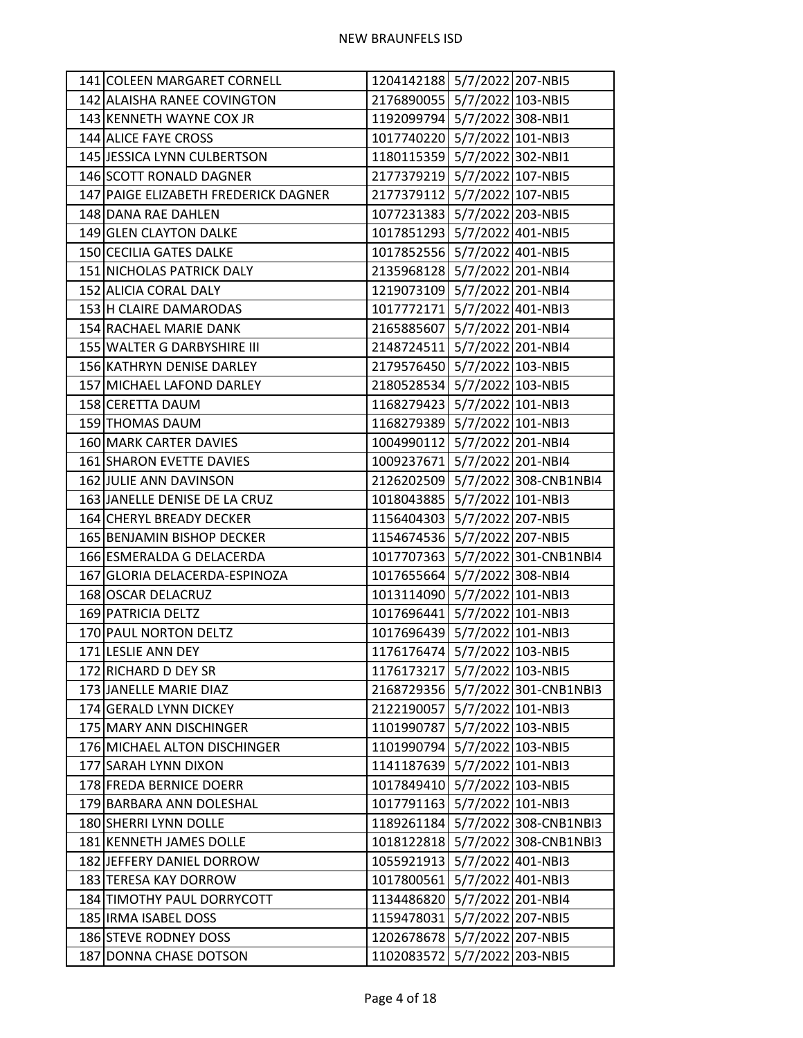| | | | | |
|---|---|---|---|---|
| 141 | COLEEN MARGARET CORNELL | 1204142188 | 5/7/2022 | 207-NBI5 |
| 142 | ALAISHA RANEE COVINGTON | 2176890055 | 5/7/2022 | 103-NBI5 |
| 143 | KENNETH WAYNE COX JR | 1192099794 | 5/7/2022 | 308-NBI1 |
| 144 | ALICE FAYE CROSS | 1017740220 | 5/7/2022 | 101-NBI3 |
| 145 | JESSICA LYNN CULBERTSON | 1180115359 | 5/7/2022 | 302-NBI1 |
| 146 | SCOTT RONALD DAGNER | 2177379219 | 5/7/2022 | 107-NBI5 |
| 147 | PAIGE ELIZABETH FREDERICK DAGNER | 2177379112 | 5/7/2022 | 107-NBI5 |
| 148 | DANA RAE DAHLEN | 1077231383 | 5/7/2022 | 203-NBI5 |
| 149 | GLEN CLAYTON DALKE | 1017851293 | 5/7/2022 | 401-NBI5 |
| 150 | CECILIA GATES DALKE | 1017852556 | 5/7/2022 | 401-NBI5 |
| 151 | NICHOLAS PATRICK DALY | 2135968128 | 5/7/2022 | 201-NBI4 |
| 152 | ALICIA CORAL DALY | 1219073109 | 5/7/2022 | 201-NBI4 |
| 153 | H CLAIRE DAMARODAS | 1017772171 | 5/7/2022 | 401-NBI3 |
| 154 | RACHAEL MARIE DANK | 2165885607 | 5/7/2022 | 201-NBI4 |
| 155 | WALTER G DARBYSHIRE III | 2148724511 | 5/7/2022 | 201-NBI4 |
| 156 | KATHRYN DENISE DARLEY | 2179576450 | 5/7/2022 | 103-NBI5 |
| 157 | MICHAEL LAFOND DARLEY | 2180528534 | 5/7/2022 | 103-NBI5 |
| 158 | CERETTA DAUM | 1168279423 | 5/7/2022 | 101-NBI3 |
| 159 | THOMAS DAUM | 1168279389 | 5/7/2022 | 101-NBI3 |
| 160 | MARK CARTER DAVIES | 1004990112 | 5/7/2022 | 201-NBI4 |
| 161 | SHARON EVETTE DAVIES | 1009237671 | 5/7/2022 | 201-NBI4 |
| 162 | JULIE ANN DAVINSON | 2126202509 | 5/7/2022 | 308-CNB1NBI4 |
| 163 | JANELLE DENISE DE LA CRUZ | 1018043885 | 5/7/2022 | 101-NBI3 |
| 164 | CHERYL BREADY DECKER | 1156404303 | 5/7/2022 | 207-NBI5 |
| 165 | BENJAMIN BISHOP DECKER | 1154674536 | 5/7/2022 | 207-NBI5 |
| 166 | ESMERALDA G DELACERDA | 1017707363 | 5/7/2022 | 301-CNB1NBI4 |
| 167 | GLORIA DELACERDA-ESPINOZA | 1017655664 | 5/7/2022 | 308-NBI4 |
| 168 | OSCAR DELACRUZ | 1013114090 | 5/7/2022 | 101-NBI3 |
| 169 | PATRICIA DELTZ | 1017696441 | 5/7/2022 | 101-NBI3 |
| 170 | PAUL NORTON DELTZ | 1017696439 | 5/7/2022 | 101-NBI3 |
| 171 | LESLIE ANN DEY | 1176176474 | 5/7/2022 | 103-NBI5 |
| 172 | RICHARD D DEY SR | 1176173217 | 5/7/2022 | 103-NBI5 |
| 173 | JANELLE MARIE DIAZ | 2168729356 | 5/7/2022 | 301-CNB1NBI3 |
| 174 | GERALD LYNN DICKEY | 2122190057 | 5/7/2022 | 101-NBI3 |
| 175 | MARY ANN DISCHINGER | 1101990787 | 5/7/2022 | 103-NBI5 |
| 176 | MICHAEL ALTON DISCHINGER | 1101990794 | 5/7/2022 | 103-NBI5 |
| 177 | SARAH LYNN DIXON | 1141187639 | 5/7/2022 | 101-NBI3 |
| 178 | FREDA BERNICE DOERR | 1017849410 | 5/7/2022 | 103-NBI5 |
| 179 | BARBARA ANN DOLESHAL | 1017791163 | 5/7/2022 | 101-NBI3 |
| 180 | SHERRI LYNN DOLLE | 1189261184 | 5/7/2022 | 308-CNB1NBI3 |
| 181 | KENNETH JAMES DOLLE | 1018122818 | 5/7/2022 | 308-CNB1NBI3 |
| 182 | JEFFERY DANIEL DORROW | 1055921913 | 5/7/2022 | 401-NBI3 |
| 183 | TERESA KAY DORROW | 1017800561 | 5/7/2022 | 401-NBI3 |
| 184 | TIMOTHY PAUL DORRYCOTT | 1134486820 | 5/7/2022 | 201-NBI4 |
| 185 | IRMA ISABEL DOSS | 1159478031 | 5/7/2022 | 207-NBI5 |
| 186 | STEVE RODNEY DOSS | 1202678678 | 5/7/2022 | 207-NBI5 |
| 187 | DONNA CHASE DOTSON | 1102083572 | 5/7/2022 | 203-NBI5 |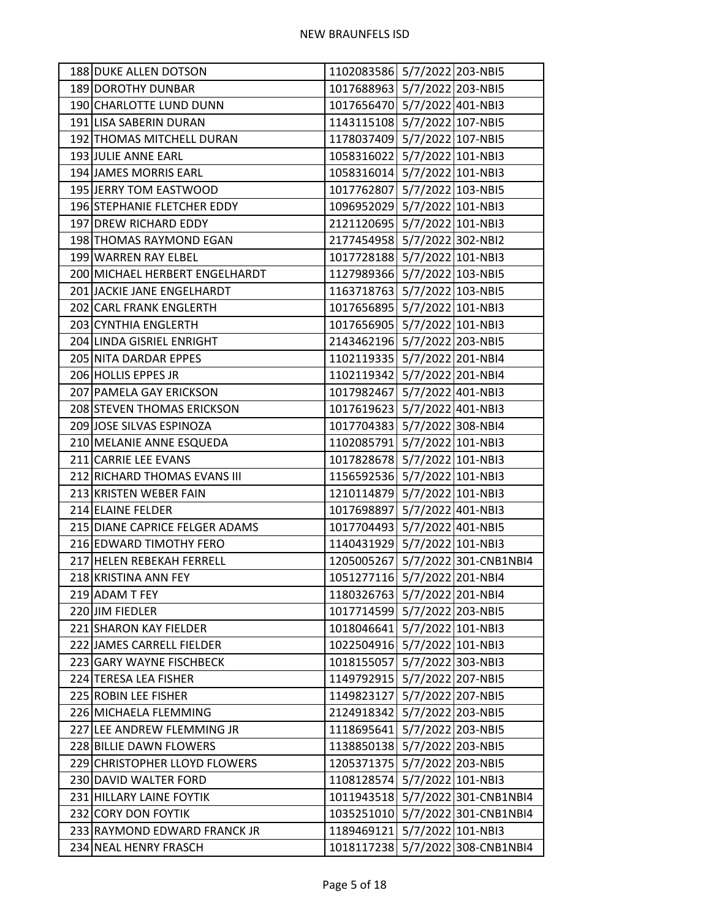| | | | | |
|---|---|---|---|---|
| 188 | DUKE ALLEN DOTSON | 1102083586 | 5/7/2022 | 203-NBI5 |
| 189 | DOROTHY DUNBAR | 1017688963 | 5/7/2022 | 203-NBI5 |
| 190 | CHARLOTTE LUND DUNN | 1017656470 | 5/7/2022 | 401-NBI3 |
| 191 | LISA SABERIN DURAN | 1143115108 | 5/7/2022 | 107-NBI5 |
| 192 | THOMAS MITCHELL DURAN | 1178037409 | 5/7/2022 | 107-NBI5 |
| 193 | JULIE ANNE EARL | 1058316022 | 5/7/2022 | 101-NBI3 |
| 194 | JAMES MORRIS EARL | 1058316014 | 5/7/2022 | 101-NBI3 |
| 195 | JERRY TOM EASTWOOD | 1017762807 | 5/7/2022 | 103-NBI5 |
| 196 | STEPHANIE FLETCHER EDDY | 1096952029 | 5/7/2022 | 101-NBI3 |
| 197 | DREW RICHARD EDDY | 2121120695 | 5/7/2022 | 101-NBI3 |
| 198 | THOMAS RAYMOND EGAN | 2177454958 | 5/7/2022 | 302-NBI2 |
| 199 | WARREN RAY ELBEL | 1017728188 | 5/7/2022 | 101-NBI3 |
| 200 | MICHAEL HERBERT ENGELHARDT | 1127989366 | 5/7/2022 | 103-NBI5 |
| 201 | JACKIE JANE ENGELHARDT | 1163718763 | 5/7/2022 | 103-NBI5 |
| 202 | CARL FRANK ENGLERTH | 1017656895 | 5/7/2022 | 101-NBI3 |
| 203 | CYNTHIA ENGLERTH | 1017656905 | 5/7/2022 | 101-NBI3 |
| 204 | LINDA GISRIEL ENRIGHT | 2143462196 | 5/7/2022 | 203-NBI5 |
| 205 | NITA DARDAR EPPES | 1102119335 | 5/7/2022 | 201-NBI4 |
| 206 | HOLLIS EPPES JR | 1102119342 | 5/7/2022 | 201-NBI4 |
| 207 | PAMELA GAY ERICKSON | 1017982467 | 5/7/2022 | 401-NBI3 |
| 208 | STEVEN THOMAS ERICKSON | 1017619623 | 5/7/2022 | 401-NBI3 |
| 209 | JOSE SILVAS ESPINOZA | 1017704383 | 5/7/2022 | 308-NBI4 |
| 210 | MELANIE ANNE ESQUEDA | 1102085791 | 5/7/2022 | 101-NBI3 |
| 211 | CARRIE LEE EVANS | 1017828678 | 5/7/2022 | 101-NBI3 |
| 212 | RICHARD THOMAS EVANS III | 1156592536 | 5/7/2022 | 101-NBI3 |
| 213 | KRISTEN WEBER FAIN | 1210114879 | 5/7/2022 | 101-NBI3 |
| 214 | ELAINE FELDER | 1017698897 | 5/7/2022 | 401-NBI3 |
| 215 | DIANE CAPRICE FELGER ADAMS | 1017704493 | 5/7/2022 | 401-NBI5 |
| 216 | EDWARD TIMOTHY FERO | 1140431929 | 5/7/2022 | 101-NBI3 |
| 217 | HELEN REBEKAH FERRELL | 1205005267 | 5/7/2022 | 301-CNB1NBI4 |
| 218 | KRISTINA ANN FEY | 1051277116 | 5/7/2022 | 201-NBI4 |
| 219 | ADAM T FEY | 1180326763 | 5/7/2022 | 201-NBI4 |
| 220 | JIM FIEDLER | 1017714599 | 5/7/2022 | 203-NBI5 |
| 221 | SHARON KAY FIELDER | 1018046641 | 5/7/2022 | 101-NBI3 |
| 222 | JAMES CARRELL FIELDER | 1022504916 | 5/7/2022 | 101-NBI3 |
| 223 | GARY WAYNE FISCHBECK | 1018155057 | 5/7/2022 | 303-NBI3 |
| 224 | TERESA LEA FISHER | 1149792915 | 5/7/2022 | 207-NBI5 |
| 225 | ROBIN LEE FISHER | 1149823127 | 5/7/2022 | 207-NBI5 |
| 226 | MICHAELA FLEMMING | 2124918342 | 5/7/2022 | 203-NBI5 |
| 227 | LEE ANDREW FLEMMING JR | 1118695641 | 5/7/2022 | 203-NBI5 |
| 228 | BILLIE DAWN FLOWERS | 1138850138 | 5/7/2022 | 203-NBI5 |
| 229 | CHRISTOPHER LLOYD FLOWERS | 1205371375 | 5/7/2022 | 203-NBI5 |
| 230 | DAVID WALTER FORD | 1108128574 | 5/7/2022 | 101-NBI3 |
| 231 | HILLARY LAINE FOYTIK | 1011943518 | 5/7/2022 | 301-CNB1NBI4 |
| 232 | CORY DON FOYTIK | 1035251010 | 5/7/2022 | 301-CNB1NBI4 |
| 233 | RAYMOND EDWARD FRANCK JR | 1189469121 | 5/7/2022 | 101-NBI3 |
| 234 | NEAL HENRY FRASCH | 1018117238 | 5/7/2022 | 308-CNB1NBI4 |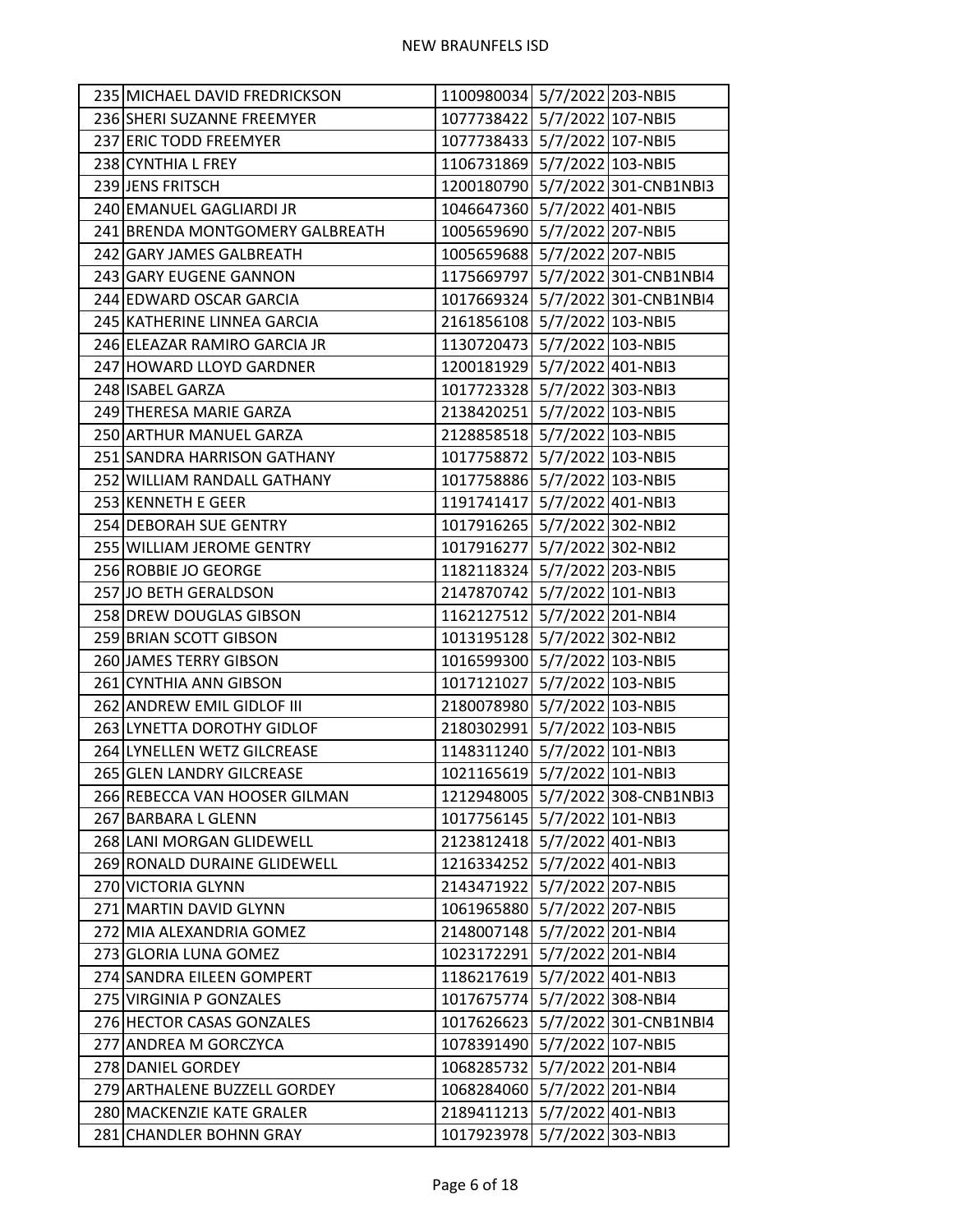| | | | | |
|---|---|---|---|---|
| 235 | MICHAEL DAVID FREDRICKSON | 1100980034 | 5/7/2022 | 203-NBI5 |
| 236 | SHERI SUZANNE FREEMYER | 1077738422 | 5/7/2022 | 107-NBI5 |
| 237 | ERIC TODD FREEMYER | 1077738433 | 5/7/2022 | 107-NBI5 |
| 238 | CYNTHIA L FREY | 1106731869 | 5/7/2022 | 103-NBI5 |
| 239 | JENS FRITSCH | 1200180790 | 5/7/2022 | 301-CNB1NBI3 |
| 240 | EMANUEL GAGLIARDI JR | 1046647360 | 5/7/2022 | 401-NBI5 |
| 241 | BRENDA MONTGOMERY GALBREATH | 1005659690 | 5/7/2022 | 207-NBI5 |
| 242 | GARY JAMES GALBREATH | 1005659688 | 5/7/2022 | 207-NBI5 |
| 243 | GARY EUGENE GANNON | 1175669797 | 5/7/2022 | 301-CNB1NBI4 |
| 244 | EDWARD OSCAR GARCIA | 1017669324 | 5/7/2022 | 301-CNB1NBI4 |
| 245 | KATHERINE LINNEA GARCIA | 2161856108 | 5/7/2022 | 103-NBI5 |
| 246 | ELEAZAR RAMIRO GARCIA JR | 1130720473 | 5/7/2022 | 103-NBI5 |
| 247 | HOWARD LLOYD GARDNER | 1200181929 | 5/7/2022 | 401-NBI3 |
| 248 | ISABEL GARZA | 1017723328 | 5/7/2022 | 303-NBI3 |
| 249 | THERESA MARIE GARZA | 2138420251 | 5/7/2022 | 103-NBI5 |
| 250 | ARTHUR MANUEL GARZA | 2128858518 | 5/7/2022 | 103-NBI5 |
| 251 | SANDRA HARRISON GATHANY | 1017758872 | 5/7/2022 | 103-NBI5 |
| 252 | WILLIAM RANDALL GATHANY | 1017758886 | 5/7/2022 | 103-NBI5 |
| 253 | KENNETH E GEER | 1191741417 | 5/7/2022 | 401-NBI3 |
| 254 | DEBORAH SUE GENTRY | 1017916265 | 5/7/2022 | 302-NBI2 |
| 255 | WILLIAM JEROME GENTRY | 1017916277 | 5/7/2022 | 302-NBI2 |
| 256 | ROBBIE JO GEORGE | 1182118324 | 5/7/2022 | 203-NBI5 |
| 257 | JO BETH GERALDSON | 2147870742 | 5/7/2022 | 101-NBI3 |
| 258 | DREW DOUGLAS GIBSON | 1162127512 | 5/7/2022 | 201-NBI4 |
| 259 | BRIAN SCOTT GIBSON | 1013195128 | 5/7/2022 | 302-NBI2 |
| 260 | JAMES TERRY GIBSON | 1016599300 | 5/7/2022 | 103-NBI5 |
| 261 | CYNTHIA ANN GIBSON | 1017121027 | 5/7/2022 | 103-NBI5 |
| 262 | ANDREW EMIL GIDLOF III | 2180078980 | 5/7/2022 | 103-NBI5 |
| 263 | LYNETTA DOROTHY GIDLOF | 2180302991 | 5/7/2022 | 103-NBI5 |
| 264 | LYNELLEN WETZ GILCREASE | 1148311240 | 5/7/2022 | 101-NBI3 |
| 265 | GLEN LANDRY GILCREASE | 1021165619 | 5/7/2022 | 101-NBI3 |
| 266 | REBECCA VAN HOOSER GILMAN | 1212948005 | 5/7/2022 | 308-CNB1NBI3 |
| 267 | BARBARA L GLENN | 1017756145 | 5/7/2022 | 101-NBI3 |
| 268 | LANI MORGAN GLIDEWELL | 2123812418 | 5/7/2022 | 401-NBI3 |
| 269 | RONALD DURAINE GLIDEWELL | 1216334252 | 5/7/2022 | 401-NBI3 |
| 270 | VICTORIA GLYNN | 2143471922 | 5/7/2022 | 207-NBI5 |
| 271 | MARTIN DAVID GLYNN | 1061965880 | 5/7/2022 | 207-NBI5 |
| 272 | MIA ALEXANDRIA GOMEZ | 2148007148 | 5/7/2022 | 201-NBI4 |
| 273 | GLORIA LUNA GOMEZ | 1023172291 | 5/7/2022 | 201-NBI4 |
| 274 | SANDRA EILEEN GOMPERT | 1186217619 | 5/7/2022 | 401-NBI3 |
| 275 | VIRGINIA P GONZALES | 1017675774 | 5/7/2022 | 308-NBI4 |
| 276 | HECTOR CASAS GONZALES | 1017626623 | 5/7/2022 | 301-CNB1NBI4 |
| 277 | ANDREA M GORCZYCA | 1078391490 | 5/7/2022 | 107-NBI5 |
| 278 | DANIEL GORDEY | 1068285732 | 5/7/2022 | 201-NBI4 |
| 279 | ARTHALENE BUZZELL GORDEY | 1068284060 | 5/7/2022 | 201-NBI4 |
| 280 | MACKENZIE KATE GRALER | 2189411213 | 5/7/2022 | 401-NBI3 |
| 281 | CHANDLER BOHNN GRAY | 1017923978 | 5/7/2022 | 303-NBI3 |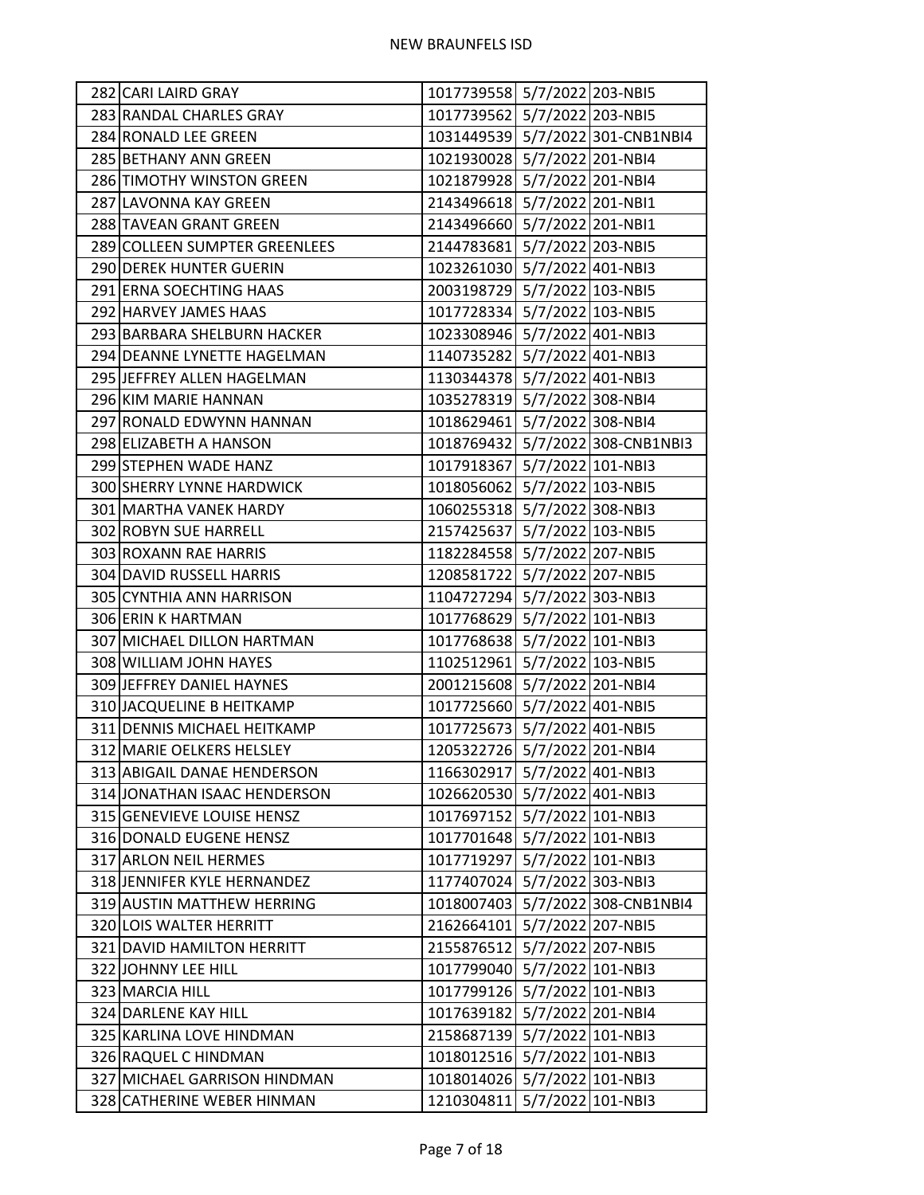| | | | | |
|---|---|---|---|---|
| 282 | CARI LAIRD GRAY | 1017739558 | 5/7/2022 | 203-NBI5 |
| 283 | RANDAL CHARLES GRAY | 1017739562 | 5/7/2022 | 203-NBI5 |
| 284 | RONALD LEE GREEN | 1031449539 | 5/7/2022 | 301-CNB1NBI4 |
| 285 | BETHANY ANN GREEN | 1021930028 | 5/7/2022 | 201-NBI4 |
| 286 | TIMOTHY WINSTON GREEN | 1021879928 | 5/7/2022 | 201-NBI4 |
| 287 | LAVONNA KAY GREEN | 2143496618 | 5/7/2022 | 201-NBI1 |
| 288 | TAVEAN GRANT GREEN | 2143496660 | 5/7/2022 | 201-NBI1 |
| 289 | COLLEEN SUMPTER GREENLEES | 2144783681 | 5/7/2022 | 203-NBI5 |
| 290 | DEREK HUNTER GUERIN | 1023261030 | 5/7/2022 | 401-NBI3 |
| 291 | ERNA SOECHTING HAAS | 2003198729 | 5/7/2022 | 103-NBI5 |
| 292 | HARVEY JAMES HAAS | 1017728334 | 5/7/2022 | 103-NBI5 |
| 293 | BARBARA SHELBURN HACKER | 1023308946 | 5/7/2022 | 401-NBI3 |
| 294 | DEANNE LYNETTE HAGELMAN | 1140735282 | 5/7/2022 | 401-NBI3 |
| 295 | JEFFREY ALLEN HAGELMAN | 1130344378 | 5/7/2022 | 401-NBI3 |
| 296 | KIM MARIE HANNAN | 1035278319 | 5/7/2022 | 308-NBI4 |
| 297 | RONALD EDWYNN HANNAN | 1018629461 | 5/7/2022 | 308-NBI4 |
| 298 | ELIZABETH A HANSON | 1018769432 | 5/7/2022 | 308-CNB1NBI3 |
| 299 | STEPHEN WADE HANZ | 1017918367 | 5/7/2022 | 101-NBI3 |
| 300 | SHERRY LYNNE HARDWICK | 1018056062 | 5/7/2022 | 103-NBI5 |
| 301 | MARTHA VANEK HARDY | 1060255318 | 5/7/2022 | 308-NBI3 |
| 302 | ROBYN SUE HARRELL | 2157425637 | 5/7/2022 | 103-NBI5 |
| 303 | ROXANN RAE HARRIS | 1182284558 | 5/7/2022 | 207-NBI5 |
| 304 | DAVID RUSSELL HARRIS | 1208581722 | 5/7/2022 | 207-NBI5 |
| 305 | CYNTHIA ANN HARRISON | 1104727294 | 5/7/2022 | 303-NBI3 |
| 306 | ERIN K HARTMAN | 1017768629 | 5/7/2022 | 101-NBI3 |
| 307 | MICHAEL DILLON HARTMAN | 1017768638 | 5/7/2022 | 101-NBI3 |
| 308 | WILLIAM JOHN HAYES | 1102512961 | 5/7/2022 | 103-NBI5 |
| 309 | JEFFREY DANIEL HAYNES | 2001215608 | 5/7/2022 | 201-NBI4 |
| 310 | JACQUELINE B HEITKAMP | 1017725660 | 5/7/2022 | 401-NBI5 |
| 311 | DENNIS MICHAEL HEITKAMP | 1017725673 | 5/7/2022 | 401-NBI5 |
| 312 | MARIE OELKERS HELSLEY | 1205322726 | 5/7/2022 | 201-NBI4 |
| 313 | ABIGAIL DANAE HENDERSON | 1166302917 | 5/7/2022 | 401-NBI3 |
| 314 | JONATHAN ISAAC HENDERSON | 1026620530 | 5/7/2022 | 401-NBI3 |
| 315 | GENEVIEVE LOUISE HENSZ | 1017697152 | 5/7/2022 | 101-NBI3 |
| 316 | DONALD EUGENE HENSZ | 1017701648 | 5/7/2022 | 101-NBI3 |
| 317 | ARLON NEIL HERMES | 1017719297 | 5/7/2022 | 101-NBI3 |
| 318 | JENNIFER KYLE HERNANDEZ | 1177407024 | 5/7/2022 | 303-NBI3 |
| 319 | AUSTIN MATTHEW HERRING | 1018007403 | 5/7/2022 | 308-CNB1NBI4 |
| 320 | LOIS WALTER HERRITT | 2162664101 | 5/7/2022 | 207-NBI5 |
| 321 | DAVID HAMILTON HERRITT | 2155876512 | 5/7/2022 | 207-NBI5 |
| 322 | JOHNNY LEE HILL | 1017799040 | 5/7/2022 | 101-NBI3 |
| 323 | MARCIA HILL | 1017799126 | 5/7/2022 | 101-NBI3 |
| 324 | DARLENE KAY HILL | 1017639182 | 5/7/2022 | 201-NBI4 |
| 325 | KARLINA LOVE HINDMAN | 2158687139 | 5/7/2022 | 101-NBI3 |
| 326 | RAQUEL C HINDMAN | 1018012516 | 5/7/2022 | 101-NBI3 |
| 327 | MICHAEL GARRISON HINDMAN | 1018014026 | 5/7/2022 | 101-NBI3 |
| 328 | CATHERINE WEBER HINMAN | 1210304811 | 5/7/2022 | 101-NBI3 |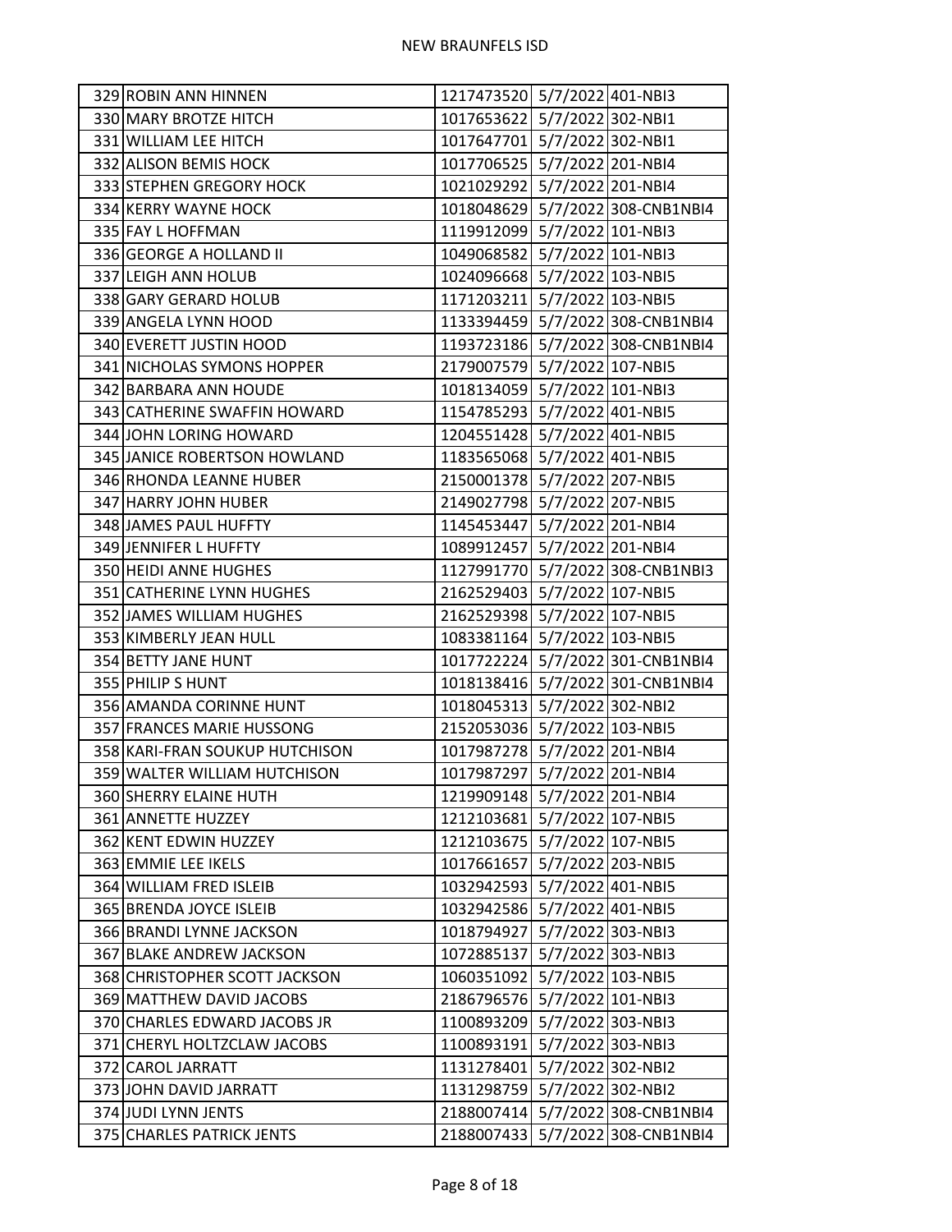| | | | | |
|---|---|---|---|---|
| 329 | ROBIN ANN HINNEN | 1217473520 | 5/7/2022 | 401-NBI3 |
| 330 | MARY BROTZE HITCH | 1017653622 | 5/7/2022 | 302-NBI1 |
| 331 | WILLIAM LEE HITCH | 1017647701 | 5/7/2022 | 302-NBI1 |
| 332 | ALISON BEMIS HOCK | 1017706525 | 5/7/2022 | 201-NBI4 |
| 333 | STEPHEN GREGORY HOCK | 1021029292 | 5/7/2022 | 201-NBI4 |
| 334 | KERRY WAYNE HOCK | 1018048629 | 5/7/2022 | 308-CNB1NBI4 |
| 335 | FAY L HOFFMAN | 1119912099 | 5/7/2022 | 101-NBI3 |
| 336 | GEORGE A HOLLAND II | 1049068582 | 5/7/2022 | 101-NBI3 |
| 337 | LEIGH ANN HOLUB | 1024096668 | 5/7/2022 | 103-NBI5 |
| 338 | GARY GERARD HOLUB | 1171203211 | 5/7/2022 | 103-NBI5 |
| 339 | ANGELA LYNN HOOD | 1133394459 | 5/7/2022 | 308-CNB1NBI4 |
| 340 | EVERETT JUSTIN HOOD | 1193723186 | 5/7/2022 | 308-CNB1NBI4 |
| 341 | NICHOLAS SYMONS HOPPER | 2179007579 | 5/7/2022 | 107-NBI5 |
| 342 | BARBARA ANN HOUDE | 1018134059 | 5/7/2022 | 101-NBI3 |
| 343 | CATHERINE SWAFFIN HOWARD | 1154785293 | 5/7/2022 | 401-NBI5 |
| 344 | JOHN LORING HOWARD | 1204551428 | 5/7/2022 | 401-NBI5 |
| 345 | JANICE ROBERTSON HOWLAND | 1183565068 | 5/7/2022 | 401-NBI5 |
| 346 | RHONDA LEANNE HUBER | 2150001378 | 5/7/2022 | 207-NBI5 |
| 347 | HARRY JOHN HUBER | 2149027798 | 5/7/2022 | 207-NBI5 |
| 348 | JAMES PAUL HUFFTY | 1145453447 | 5/7/2022 | 201-NBI4 |
| 349 | JENNIFER L HUFFTY | 1089912457 | 5/7/2022 | 201-NBI4 |
| 350 | HEIDI ANNE HUGHES | 1127991770 | 5/7/2022 | 308-CNB1NBI3 |
| 351 | CATHERINE LYNN HUGHES | 2162529403 | 5/7/2022 | 107-NBI5 |
| 352 | JAMES WILLIAM HUGHES | 2162529398 | 5/7/2022 | 107-NBI5 |
| 353 | KIMBERLY JEAN HULL | 1083381164 | 5/7/2022 | 103-NBI5 |
| 354 | BETTY JANE HUNT | 1017722224 | 5/7/2022 | 301-CNB1NBI4 |
| 355 | PHILIP S HUNT | 1018138416 | 5/7/2022 | 301-CNB1NBI4 |
| 356 | AMANDA CORINNE HUNT | 1018045313 | 5/7/2022 | 302-NBI2 |
| 357 | FRANCES MARIE HUSSONG | 2152053036 | 5/7/2022 | 103-NBI5 |
| 358 | KARI-FRAN SOUKUP HUTCHISON | 1017987278 | 5/7/2022 | 201-NBI4 |
| 359 | WALTER WILLIAM HUTCHISON | 1017987297 | 5/7/2022 | 201-NBI4 |
| 360 | SHERRY ELAINE HUTH | 1219909148 | 5/7/2022 | 201-NBI4 |
| 361 | ANNETTE HUZZEY | 1212103681 | 5/7/2022 | 107-NBI5 |
| 362 | KENT EDWIN HUZZEY | 1212103675 | 5/7/2022 | 107-NBI5 |
| 363 | EMMIE LEE IKELS | 1017661657 | 5/7/2022 | 203-NBI5 |
| 364 | WILLIAM FRED ISLEIB | 1032942593 | 5/7/2022 | 401-NBI5 |
| 365 | BRENDA JOYCE ISLEIB | 1032942586 | 5/7/2022 | 401-NBI5 |
| 366 | BRANDI LYNNE JACKSON | 1018794927 | 5/7/2022 | 303-NBI3 |
| 367 | BLAKE ANDREW JACKSON | 1072885137 | 5/7/2022 | 303-NBI3 |
| 368 | CHRISTOPHER SCOTT JACKSON | 1060351092 | 5/7/2022 | 103-NBI5 |
| 369 | MATTHEW DAVID JACOBS | 2186796576 | 5/7/2022 | 101-NBI3 |
| 370 | CHARLES EDWARD JACOBS JR | 1100893209 | 5/7/2022 | 303-NBI3 |
| 371 | CHERYL HOLTZCLAW JACOBS | 1100893191 | 5/7/2022 | 303-NBI3 |
| 372 | CAROL JARRATT | 1131278401 | 5/7/2022 | 302-NBI2 |
| 373 | JOHN DAVID JARRATT | 1131298759 | 5/7/2022 | 302-NBI2 |
| 374 | JUDI LYNN JENTS | 2188007414 | 5/7/2022 | 308-CNB1NBI4 |
| 375 | CHARLES PATRICK JENTS | 2188007433 | 5/7/2022 | 308-CNB1NBI4 |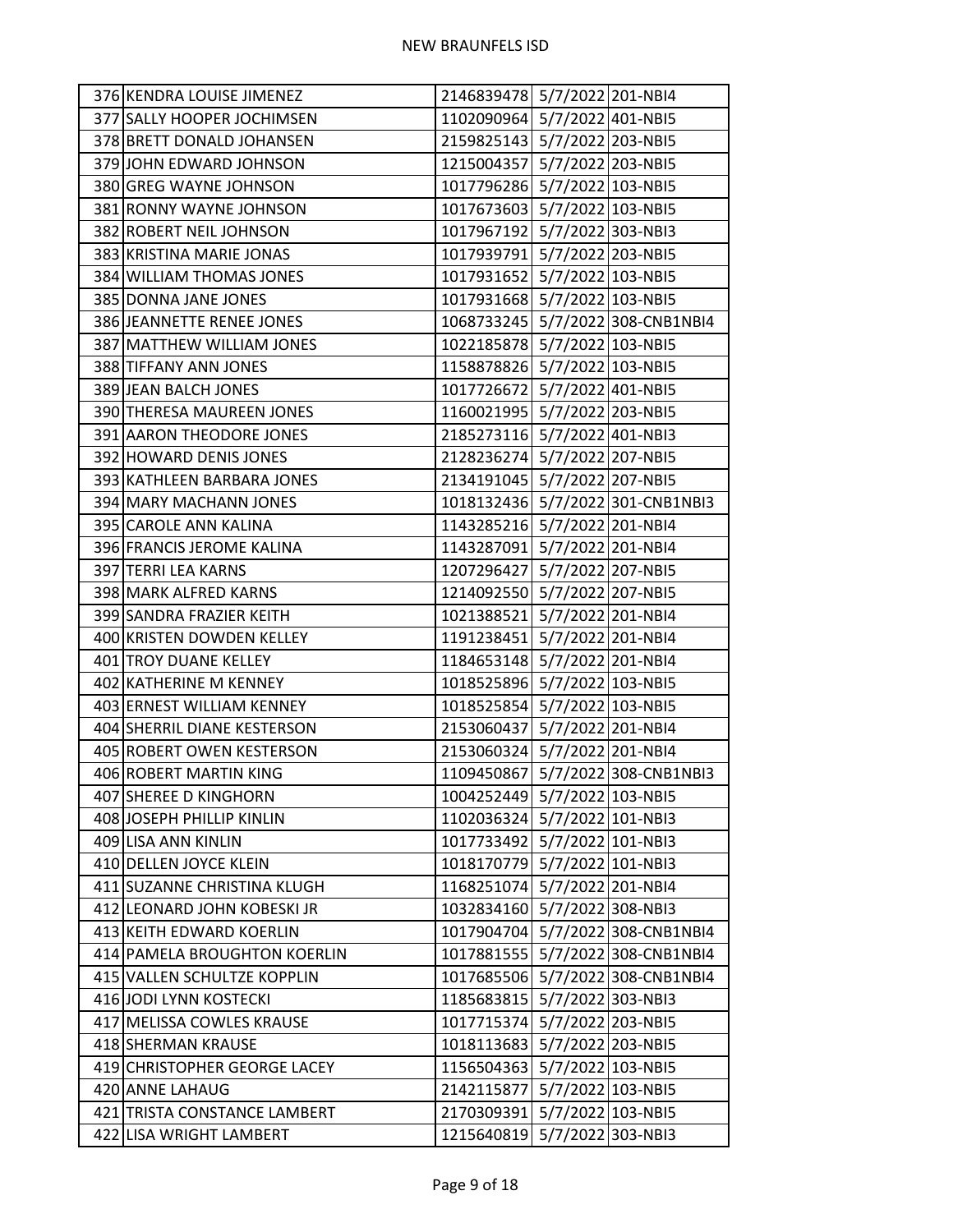# NEW BRAUNFELS ISD

| | | | | |
|---|---|---|---|---|
| 376 | KENDRA LOUISE JIMENEZ | 2146839478 | 5/7/2022 | 201-NBI4 |
| 377 | SALLY HOOPER JOCHIMSEN | 1102090964 | 5/7/2022 | 401-NBI5 |
| 378 | BRETT DONALD JOHANSEN | 2159825143 | 5/7/2022 | 203-NBI5 |
| 379 | JOHN EDWARD JOHNSON | 1215004357 | 5/7/2022 | 203-NBI5 |
| 380 | GREG WAYNE JOHNSON | 1017796286 | 5/7/2022 | 103-NBI5 |
| 381 | RONNY WAYNE JOHNSON | 1017673603 | 5/7/2022 | 103-NBI5 |
| 382 | ROBERT NEIL JOHNSON | 1017967192 | 5/7/2022 | 303-NBI3 |
| 383 | KRISTINA MARIE JONAS | 1017939791 | 5/7/2022 | 203-NBI5 |
| 384 | WILLIAM THOMAS JONES | 1017931652 | 5/7/2022 | 103-NBI5 |
| 385 | DONNA JANE JONES | 1017931668 | 5/7/2022 | 103-NBI5 |
| 386 | JEANNETTE RENEE JONES | 1068733245 | 5/7/2022 | 308-CNB1NBI4 |
| 387 | MATTHEW WILLIAM JONES | 1022185878 | 5/7/2022 | 103-NBI5 |
| 388 | TIFFANY ANN JONES | 1158878826 | 5/7/2022 | 103-NBI5 |
| 389 | JEAN BALCH JONES | 1017726672 | 5/7/2022 | 401-NBI5 |
| 390 | THERESA MAUREEN JONES | 1160021995 | 5/7/2022 | 203-NBI5 |
| 391 | AARON THEODORE JONES | 2185273116 | 5/7/2022 | 401-NBI3 |
| 392 | HOWARD DENIS JONES | 2128236274 | 5/7/2022 | 207-NBI5 |
| 393 | KATHLEEN BARBARA JONES | 2134191045 | 5/7/2022 | 207-NBI5 |
| 394 | MARY MACHANN JONES | 1018132436 | 5/7/2022 | 301-CNB1NBI3 |
| 395 | CAROLE ANN KALINA | 1143285216 | 5/7/2022 | 201-NBI4 |
| 396 | FRANCIS JEROME KALINA | 1143287091 | 5/7/2022 | 201-NBI4 |
| 397 | TERRI LEA KARNS | 1207296427 | 5/7/2022 | 207-NBI5 |
| 398 | MARK ALFRED KARNS | 1214092550 | 5/7/2022 | 207-NBI5 |
| 399 | SANDRA FRAZIER KEITH | 1021388521 | 5/7/2022 | 201-NBI4 |
| 400 | KRISTEN DOWDEN KELLEY | 1191238451 | 5/7/2022 | 201-NBI4 |
| 401 | TROY DUANE KELLEY | 1184653148 | 5/7/2022 | 201-NBI4 |
| 402 | KATHERINE M KENNEY | 1018525896 | 5/7/2022 | 103-NBI5 |
| 403 | ERNEST WILLIAM KENNEY | 1018525854 | 5/7/2022 | 103-NBI5 |
| 404 | SHERRIL DIANE KESTERSON | 2153060437 | 5/7/2022 | 201-NBI4 |
| 405 | ROBERT OWEN KESTERSON | 2153060324 | 5/7/2022 | 201-NBI4 |
| 406 | ROBERT MARTIN KING | 1109450867 | 5/7/2022 | 308-CNB1NBI3 |
| 407 | SHEREE D KINGHORN | 1004252449 | 5/7/2022 | 103-NBI5 |
| 408 | JOSEPH PHILLIP KINLIN | 1102036324 | 5/7/2022 | 101-NBI3 |
| 409 | LISA ANN KINLIN | 1017733492 | 5/7/2022 | 101-NBI3 |
| 410 | DELLEN JOYCE KLEIN | 1018170779 | 5/7/2022 | 101-NBI3 |
| 411 | SUZANNE CHRISTINA KLUGH | 1168251074 | 5/7/2022 | 201-NBI4 |
| 412 | LEONARD JOHN KOBESKI JR | 1032834160 | 5/7/2022 | 308-NBI3 |
| 413 | KEITH EDWARD KOERLIN | 1017904704 | 5/7/2022 | 308-CNB1NBI4 |
| 414 | PAMELA BROUGHTON KOERLIN | 1017881555 | 5/7/2022 | 308-CNB1NBI4 |
| 415 | VALLEN SCHULTZE KOPPLIN | 1017685506 | 5/7/2022 | 308-CNB1NBI4 |
| 416 | JODI LYNN KOSTECKI | 1185683815 | 5/7/2022 | 303-NBI3 |
| 417 | MELISSA COWLES KRAUSE | 1017715374 | 5/7/2022 | 203-NBI5 |
| 418 | SHERMAN KRAUSE | 1018113683 | 5/7/2022 | 203-NBI5 |
| 419 | CHRISTOPHER GEORGE LACEY | 1156504363 | 5/7/2022 | 103-NBI5 |
| 420 | ANNE LAHAUG | 2142115877 | 5/7/2022 | 103-NBI5 |
| 421 | TRISTA CONSTANCE LAMBERT | 2170309391 | 5/7/2022 | 103-NBI5 |
| 422 | LISA WRIGHT LAMBERT | 1215640819 | 5/7/2022 | 303-NBI3 |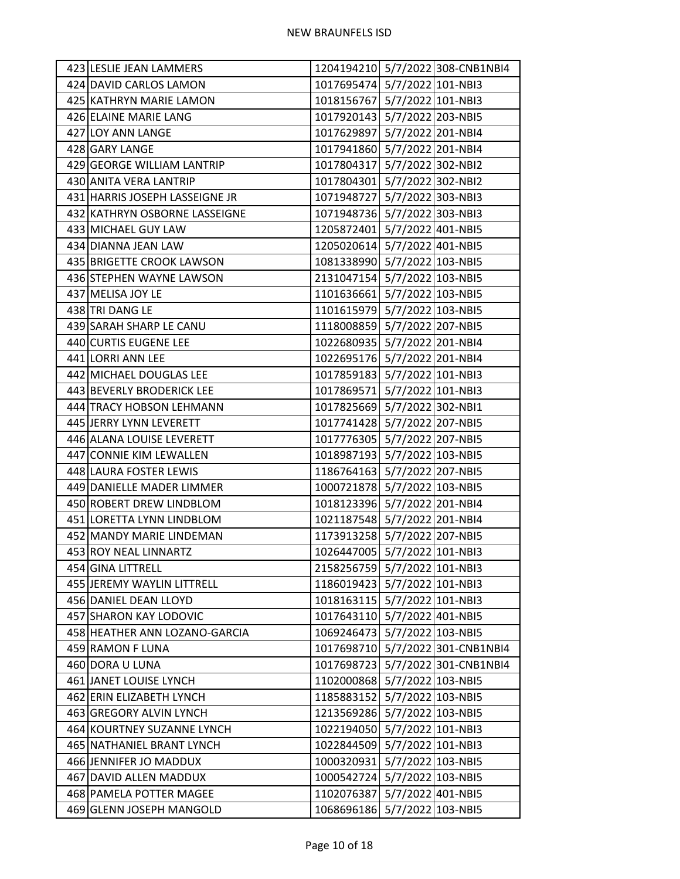# NEW BRAUNFELS ISD

| | | | | |
|---|---|---|---|---|
| 423 | LESLIE JEAN LAMMERS | 1204194210 | 5/7/2022 | 308-CNB1NBI4 |
| 424 | DAVID CARLOS LAMON | 1017695474 | 5/7/2022 | 101-NBI3 |
| 425 | KATHRYN MARIE LAMON | 1018156767 | 5/7/2022 | 101-NBI3 |
| 426 | ELAINE MARIE LANG | 1017920143 | 5/7/2022 | 203-NBI5 |
| 427 | LOY ANN LANGE | 1017629897 | 5/7/2022 | 201-NBI4 |
| 428 | GARY LANGE | 1017941860 | 5/7/2022 | 201-NBI4 |
| 429 | GEORGE WILLIAM LANTRIP | 1017804317 | 5/7/2022 | 302-NBI2 |
| 430 | ANITA VERA LANTRIP | 1017804301 | 5/7/2022 | 302-NBI2 |
| 431 | HARRIS JOSEPH LASSEIGNE JR | 1071948727 | 5/7/2022 | 303-NBI3 |
| 432 | KATHRYN OSBORNE LASSEIGNE | 1071948736 | 5/7/2022 | 303-NBI3 |
| 433 | MICHAEL GUY LAW | 1205872401 | 5/7/2022 | 401-NBI5 |
| 434 | DIANNA JEAN LAW | 1205020614 | 5/7/2022 | 401-NBI5 |
| 435 | BRIGETTE CROOK LAWSON | 1081338990 | 5/7/2022 | 103-NBI5 |
| 436 | STEPHEN WAYNE LAWSON | 2131047154 | 5/7/2022 | 103-NBI5 |
| 437 | MELISA JOY LE | 1101636661 | 5/7/2022 | 103-NBI5 |
| 438 | TRI DANG LE | 1101615979 | 5/7/2022 | 103-NBI5 |
| 439 | SARAH SHARP LE CANU | 1118008859 | 5/7/2022 | 207-NBI5 |
| 440 | CURTIS EUGENE LEE | 1022680935 | 5/7/2022 | 201-NBI4 |
| 441 | LORRI ANN LEE | 1022695176 | 5/7/2022 | 201-NBI4 |
| 442 | MICHAEL DOUGLAS LEE | 1017859183 | 5/7/2022 | 101-NBI3 |
| 443 | BEVERLY BRODERICK LEE | 1017869571 | 5/7/2022 | 101-NBI3 |
| 444 | TRACY HOBSON LEHMANN | 1017825669 | 5/7/2022 | 302-NBI1 |
| 445 | JERRY LYNN LEVERETT | 1017741428 | 5/7/2022 | 207-NBI5 |
| 446 | ALANA LOUISE LEVERETT | 1017776305 | 5/7/2022 | 207-NBI5 |
| 447 | CONNIE KIM LEWALLEN | 1018987193 | 5/7/2022 | 103-NBI5 |
| 448 | LAURA FOSTER LEWIS | 1186764163 | 5/7/2022 | 207-NBI5 |
| 449 | DANIELLE MADER LIMMER | 1000721878 | 5/7/2022 | 103-NBI5 |
| 450 | ROBERT DREW LINDBLOM | 1018123396 | 5/7/2022 | 201-NBI4 |
| 451 | LORETTA LYNN LINDBLOM | 1021187548 | 5/7/2022 | 201-NBI4 |
| 452 | MANDY MARIE LINDEMAN | 1173913258 | 5/7/2022 | 207-NBI5 |
| 453 | ROY NEAL LINNARTZ | 1026447005 | 5/7/2022 | 101-NBI3 |
| 454 | GINA LITTRELL | 2158256759 | 5/7/2022 | 101-NBI3 |
| 455 | JEREMY WAYLIN LITTRELL | 1186019423 | 5/7/2022 | 101-NBI3 |
| 456 | DANIEL DEAN LLOYD | 1018163115 | 5/7/2022 | 101-NBI3 |
| 457 | SHARON KAY LODOVIC | 1017643110 | 5/7/2022 | 401-NBI5 |
| 458 | HEATHER ANN LOZANO-GARCIA | 1069246473 | 5/7/2022 | 103-NBI5 |
| 459 | RAMON F LUNA | 1017698710 | 5/7/2022 | 301-CNB1NBI4 |
| 460 | DORA U LUNA | 1017698723 | 5/7/2022 | 301-CNB1NBI4 |
| 461 | JANET LOUISE LYNCH | 1102000868 | 5/7/2022 | 103-NBI5 |
| 462 | ERIN ELIZABETH LYNCH | 1185883152 | 5/7/2022 | 103-NBI5 |
| 463 | GREGORY ALVIN LYNCH | 1213569286 | 5/7/2022 | 103-NBI5 |
| 464 | KOURTNEY SUZANNE LYNCH | 1022194050 | 5/7/2022 | 101-NBI3 |
| 465 | NATHANIEL BRANT LYNCH | 1022844509 | 5/7/2022 | 101-NBI3 |
| 466 | JENNIFER JO MADDUX | 1000320931 | 5/7/2022 | 103-NBI5 |
| 467 | DAVID ALLEN MADDUX | 1000542724 | 5/7/2022 | 103-NBI5 |
| 468 | PAMELA POTTER MAGEE | 1102076387 | 5/7/2022 | 401-NBI5 |
| 469 | GLENN JOSEPH MANGOLD | 1068696186 | 5/7/2022 | 103-NBI5 |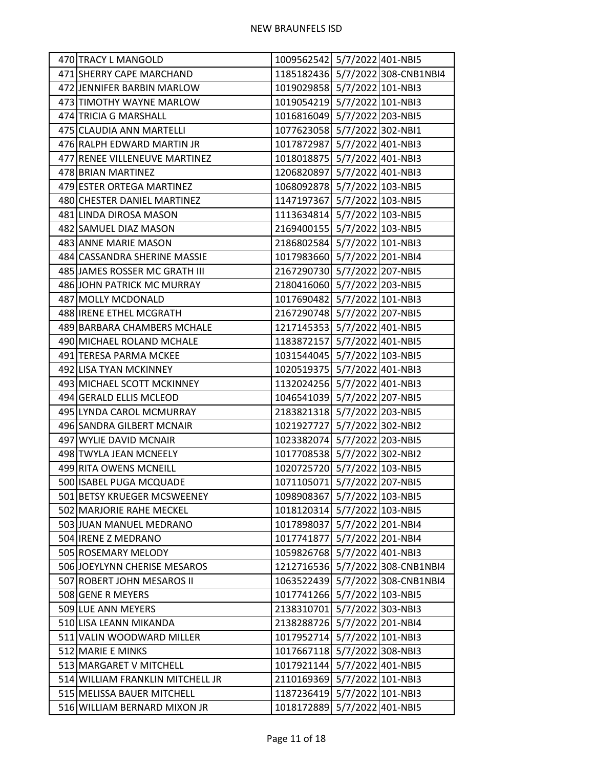| | | | | |
|---|---|---|---|---|
| 470 | TRACY L MANGOLD | 1009562542 | 5/7/2022 | 401-NBI5 |
| 471 | SHERRY CAPE MARCHAND | 1185182436 | 5/7/2022 | 308-CNB1NBI4 |
| 472 | JENNIFER BARBIN MARLOW | 1019029858 | 5/7/2022 | 101-NBI3 |
| 473 | TIMOTHY WAYNE MARLOW | 1019054219 | 5/7/2022 | 101-NBI3 |
| 474 | TRICIA G MARSHALL | 1016816049 | 5/7/2022 | 203-NBI5 |
| 475 | CLAUDIA ANN MARTELLI | 1077623058 | 5/7/2022 | 302-NBI1 |
| 476 | RALPH EDWARD MARTIN JR | 1017872987 | 5/7/2022 | 401-NBI3 |
| 477 | RENEE VILLENEUVE MARTINEZ | 1018018875 | 5/7/2022 | 401-NBI3 |
| 478 | BRIAN MARTINEZ | 1206820897 | 5/7/2022 | 401-NBI3 |
| 479 | ESTER ORTEGA MARTINEZ | 1068092878 | 5/7/2022 | 103-NBI5 |
| 480 | CHESTER DANIEL MARTINEZ | 1147197367 | 5/7/2022 | 103-NBI5 |
| 481 | LINDA DIROSA MASON | 1113634814 | 5/7/2022 | 103-NBI5 |
| 482 | SAMUEL DIAZ MASON | 2169400155 | 5/7/2022 | 103-NBI5 |
| 483 | ANNE MARIE MASON | 2186802584 | 5/7/2022 | 101-NBI3 |
| 484 | CASSANDRA SHERINE MASSIE | 1017983660 | 5/7/2022 | 201-NBI4 |
| 485 | JAMES ROSSER MC GRATH III | 2167290730 | 5/7/2022 | 207-NBI5 |
| 486 | JOHN PATRICK MC MURRAY | 2180416060 | 5/7/2022 | 203-NBI5 |
| 487 | MOLLY MCDONALD | 1017690482 | 5/7/2022 | 101-NBI3 |
| 488 | IRENE ETHEL MCGRATH | 2167290748 | 5/7/2022 | 207-NBI5 |
| 489 | BARBARA CHAMBERS MCHALE | 1217145353 | 5/7/2022 | 401-NBI5 |
| 490 | MICHAEL ROLAND MCHALE | 1183872157 | 5/7/2022 | 401-NBI5 |
| 491 | TERESA PARMA MCKEE | 1031544045 | 5/7/2022 | 103-NBI5 |
| 492 | LISA TYAN MCKINNEY | 1020519375 | 5/7/2022 | 401-NBI3 |
| 493 | MICHAEL SCOTT MCKINNEY | 1132024256 | 5/7/2022 | 401-NBI3 |
| 494 | GERALD ELLIS MCLEOD | 1046541039 | 5/7/2022 | 207-NBI5 |
| 495 | LYNDA CAROL MCMURRAY | 2183821318 | 5/7/2022 | 203-NBI5 |
| 496 | SANDRA GILBERT MCNAIR | 1021927727 | 5/7/2022 | 302-NBI2 |
| 497 | WYLIE DAVID MCNAIR | 1023382074 | 5/7/2022 | 203-NBI5 |
| 498 | TWYLA JEAN MCNEELY | 1017708538 | 5/7/2022 | 302-NBI2 |
| 499 | RITA OWENS MCNEILL | 1020725720 | 5/7/2022 | 103-NBI5 |
| 500 | ISABEL PUGA MCQUADE | 1071105071 | 5/7/2022 | 207-NBI5 |
| 501 | BETSY KRUEGER MCSWEENEY | 1098908367 | 5/7/2022 | 103-NBI5 |
| 502 | MARJORIE RAHE MECKEL | 1018120314 | 5/7/2022 | 103-NBI5 |
| 503 | JUAN MANUEL MEDRANO | 1017898037 | 5/7/2022 | 201-NBI4 |
| 504 | IRENE Z MEDRANO | 1017741877 | 5/7/2022 | 201-NBI4 |
| 505 | ROSEMARY MELODY | 1059826768 | 5/7/2022 | 401-NBI3 |
| 506 | JOEYLYNN CHERISE MESAROS | 1212716536 | 5/7/2022 | 308-CNB1NBI4 |
| 507 | ROBERT JOHN MESAROS II | 1063522439 | 5/7/2022 | 308-CNB1NBI4 |
| 508 | GENE R MEYERS | 1017741266 | 5/7/2022 | 103-NBI5 |
| 509 | LUE ANN MEYERS | 2138310701 | 5/7/2022 | 303-NBI3 |
| 510 | LISA LEANN MIKANDA | 2138288726 | 5/7/2022 | 201-NBI4 |
| 511 | VALIN WOODWARD MILLER | 1017952714 | 5/7/2022 | 101-NBI3 |
| 512 | MARIE E MINKS | 1017667118 | 5/7/2022 | 308-NBI3 |
| 513 | MARGARET V MITCHELL | 1017921144 | 5/7/2022 | 401-NBI5 |
| 514 | WILLIAM FRANKLIN MITCHELL JR | 2110169369 | 5/7/2022 | 101-NBI3 |
| 515 | MELISSA BAUER MITCHELL | 1187236419 | 5/7/2022 | 101-NBI3 |
| 516 | WILLIAM BERNARD MIXON JR | 1018172889 | 5/7/2022 | 401-NBI5 |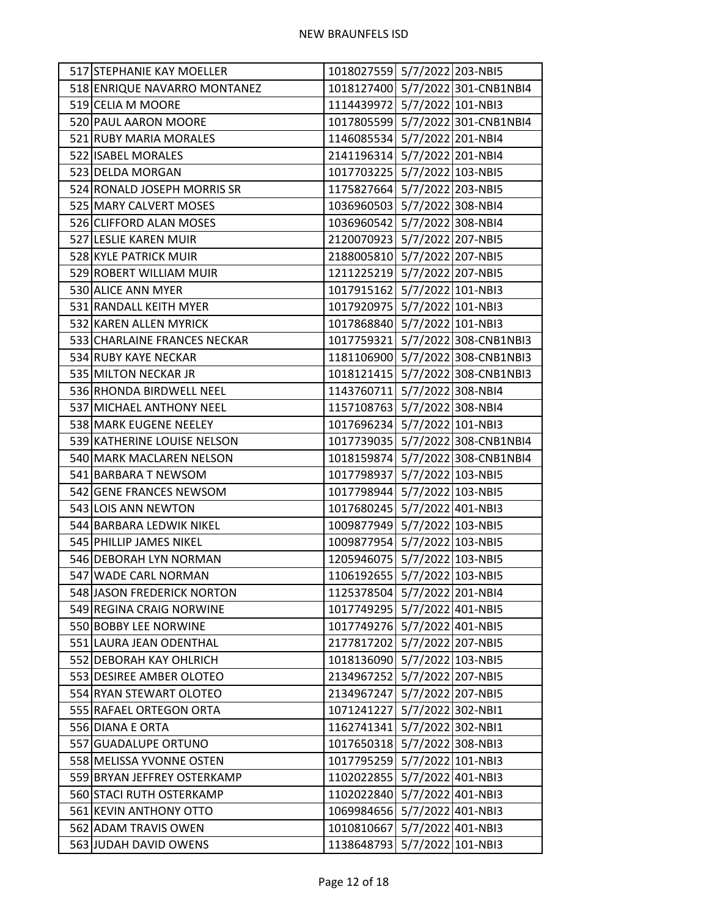| | | | | |
|---|---|---|---|---|
| 517 | STEPHANIE KAY MOELLER | 1018027559 | 5/7/2022 | 203-NBI5 |
| 518 | ENRIQUE NAVARRO MONTANEZ | 1018127400 | 5/7/2022 | 301-CNB1NBI4 |
| 519 | CELIA M MOORE | 1114439972 | 5/7/2022 | 101-NBI3 |
| 520 | PAUL AARON MOORE | 1017805599 | 5/7/2022 | 301-CNB1NBI4 |
| 521 | RUBY MARIA MORALES | 1146085534 | 5/7/2022 | 201-NBI4 |
| 522 | ISABEL MORALES | 2141196314 | 5/7/2022 | 201-NBI4 |
| 523 | DELDA MORGAN | 1017703225 | 5/7/2022 | 103-NBI5 |
| 524 | RONALD JOSEPH MORRIS SR | 1175827664 | 5/7/2022 | 203-NBI5 |
| 525 | MARY CALVERT MOSES | 1036960503 | 5/7/2022 | 308-NBI4 |
| 526 | CLIFFORD ALAN MOSES | 1036960542 | 5/7/2022 | 308-NBI4 |
| 527 | LESLIE KAREN MUIR | 2120070923 | 5/7/2022 | 207-NBI5 |
| 528 | KYLE PATRICK MUIR | 2188005810 | 5/7/2022 | 207-NBI5 |
| 529 | ROBERT WILLIAM MUIR | 1211225219 | 5/7/2022 | 207-NBI5 |
| 530 | ALICE ANN MYER | 1017915162 | 5/7/2022 | 101-NBI3 |
| 531 | RANDALL KEITH MYER | 1017920975 | 5/7/2022 | 101-NBI3 |
| 532 | KAREN ALLEN MYRICK | 1017868840 | 5/7/2022 | 101-NBI3 |
| 533 | CHARLAINE FRANCES NECKAR | 1017759321 | 5/7/2022 | 308-CNB1NBI3 |
| 534 | RUBY KAYE NECKAR | 1181106900 | 5/7/2022 | 308-CNB1NBI3 |
| 535 | MILTON NECKAR JR | 1018121415 | 5/7/2022 | 308-CNB1NBI3 |
| 536 | RHONDA BIRDWELL NEEL | 1143760711 | 5/7/2022 | 308-NBI4 |
| 537 | MICHAEL ANTHONY NEEL | 1157108763 | 5/7/2022 | 308-NBI4 |
| 538 | MARK EUGENE NEELEY | 1017696234 | 5/7/2022 | 101-NBI3 |
| 539 | KATHERINE LOUISE NELSON | 1017739035 | 5/7/2022 | 308-CNB1NBI4 |
| 540 | MARK MACLAREN NELSON | 1018159874 | 5/7/2022 | 308-CNB1NBI4 |
| 541 | BARBARA T NEWSOM | 1017798937 | 5/7/2022 | 103-NBI5 |
| 542 | GENE FRANCES NEWSOM | 1017798944 | 5/7/2022 | 103-NBI5 |
| 543 | LOIS ANN NEWTON | 1017680245 | 5/7/2022 | 401-NBI3 |
| 544 | BARBARA LEDWIK NIKEL | 1009877949 | 5/7/2022 | 103-NBI5 |
| 545 | PHILLIP JAMES NIKEL | 1009877954 | 5/7/2022 | 103-NBI5 |
| 546 | DEBORAH LYN NORMAN | 1205946075 | 5/7/2022 | 103-NBI5 |
| 547 | WADE CARL NORMAN | 1106192655 | 5/7/2022 | 103-NBI5 |
| 548 | JASON FREDERICK NORTON | 1125378504 | 5/7/2022 | 201-NBI4 |
| 549 | REGINA CRAIG NORWINE | 1017749295 | 5/7/2022 | 401-NBI5 |
| 550 | BOBBY LEE NORWINE | 1017749276 | 5/7/2022 | 401-NBI5 |
| 551 | LAURA JEAN ODENTHAL | 2177817202 | 5/7/2022 | 207-NBI5 |
| 552 | DEBORAH KAY OHLRICH | 1018136090 | 5/7/2022 | 103-NBI5 |
| 553 | DESIREE AMBER OLOTEO | 2134967252 | 5/7/2022 | 207-NBI5 |
| 554 | RYAN STEWART OLOTEO | 2134967247 | 5/7/2022 | 207-NBI5 |
| 555 | RAFAEL ORTEGON ORTA | 1071241227 | 5/7/2022 | 302-NBI1 |
| 556 | DIANA E ORTA | 1162741341 | 5/7/2022 | 302-NBI1 |
| 557 | GUADALUPE ORTUNO | 1017650318 | 5/7/2022 | 308-NBI3 |
| 558 | MELISSA YVONNE OSTEN | 1017795259 | 5/7/2022 | 101-NBI3 |
| 559 | BRYAN JEFFREY OSTERKAMP | 1102022855 | 5/7/2022 | 401-NBI3 |
| 560 | STACI RUTH OSTERKAMP | 1102022840 | 5/7/2022 | 401-NBI3 |
| 561 | KEVIN ANTHONY OTTO | 1069984656 | 5/7/2022 | 401-NBI3 |
| 562 | ADAM TRAVIS OWEN | 1010810667 | 5/7/2022 | 401-NBI3 |
| 563 | JUDAH DAVID OWENS | 1138648793 | 5/7/2022 | 101-NBI3 |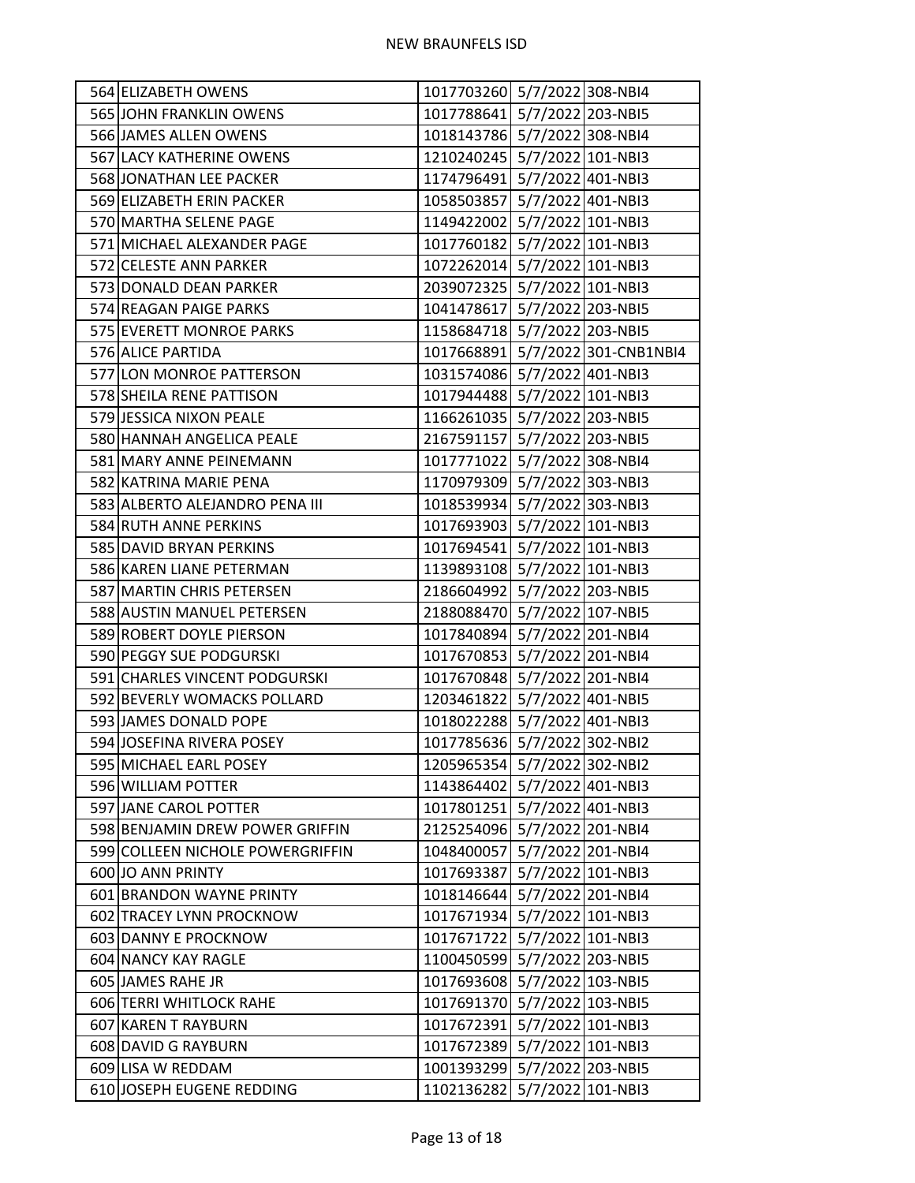NEW BRAUNFELS ISD

| | | | | |
|---|---|---|---|---|
| 564 | ELIZABETH OWENS | 1017703260 | 5/7/2022 | 308-NBI4 |
| 565 | JOHN FRANKLIN OWENS | 1017788641 | 5/7/2022 | 203-NBI5 |
| 566 | JAMES ALLEN OWENS | 1018143786 | 5/7/2022 | 308-NBI4 |
| 567 | LACY KATHERINE OWENS | 1210240245 | 5/7/2022 | 101-NBI3 |
| 568 | JONATHAN LEE PACKER | 1174796491 | 5/7/2022 | 401-NBI3 |
| 569 | ELIZABETH ERIN PACKER | 1058503857 | 5/7/2022 | 401-NBI3 |
| 570 | MARTHA SELENE PAGE | 1149422002 | 5/7/2022 | 101-NBI3 |
| 571 | MICHAEL ALEXANDER PAGE | 1017760182 | 5/7/2022 | 101-NBI3 |
| 572 | CELESTE ANN PARKER | 1072262014 | 5/7/2022 | 101-NBI3 |
| 573 | DONALD DEAN PARKER | 2039072325 | 5/7/2022 | 101-NBI3 |
| 574 | REAGAN PAIGE PARKS | 1041478617 | 5/7/2022 | 203-NBI5 |
| 575 | EVERETT MONROE PARKS | 1158684718 | 5/7/2022 | 203-NBI5 |
| 576 | ALICE PARTIDA | 1017668891 | 5/7/2022 | 301-CNB1NBI4 |
| 577 | LON MONROE PATTERSON | 1031574086 | 5/7/2022 | 401-NBI3 |
| 578 | SHEILA RENE PATTISON | 1017944488 | 5/7/2022 | 101-NBI3 |
| 579 | JESSICA NIXON PEALE | 1166261035 | 5/7/2022 | 203-NBI5 |
| 580 | HANNAH ANGELICA PEALE | 2167591157 | 5/7/2022 | 203-NBI5 |
| 581 | MARY ANNE PEINEMANN | 1017771022 | 5/7/2022 | 308-NBI4 |
| 582 | KATRINA MARIE PENA | 1170979309 | 5/7/2022 | 303-NBI3 |
| 583 | ALBERTO ALEJANDRO PENA III | 1018539934 | 5/7/2022 | 303-NBI3 |
| 584 | RUTH ANNE PERKINS | 1017693903 | 5/7/2022 | 101-NBI3 |
| 585 | DAVID BRYAN PERKINS | 1017694541 | 5/7/2022 | 101-NBI3 |
| 586 | KAREN LIANE PETERMAN | 1139893108 | 5/7/2022 | 101-NBI3 |
| 587 | MARTIN CHRIS PETERSEN | 2186604992 | 5/7/2022 | 203-NBI5 |
| 588 | AUSTIN MANUEL PETERSEN | 2188088470 | 5/7/2022 | 107-NBI5 |
| 589 | ROBERT DOYLE PIERSON | 1017840894 | 5/7/2022 | 201-NBI4 |
| 590 | PEGGY SUE PODGURSKI | 1017670853 | 5/7/2022 | 201-NBI4 |
| 591 | CHARLES VINCENT PODGURSKI | 1017670848 | 5/7/2022 | 201-NBI4 |
| 592 | BEVERLY WOMACKS POLLARD | 1203461822 | 5/7/2022 | 401-NBI5 |
| 593 | JAMES DONALD POPE | 1018022288 | 5/7/2022 | 401-NBI3 |
| 594 | JOSEFINA RIVERA POSEY | 1017785636 | 5/7/2022 | 302-NBI2 |
| 595 | MICHAEL EARL POSEY | 1205965354 | 5/7/2022 | 302-NBI2 |
| 596 | WILLIAM POTTER | 1143864402 | 5/7/2022 | 401-NBI3 |
| 597 | JANE CAROL POTTER | 1017801251 | 5/7/2022 | 401-NBI3 |
| 598 | BENJAMIN DREW POWER GRIFFIN | 2125254096 | 5/7/2022 | 201-NBI4 |
| 599 | COLLEEN NICHOLE POWERGRIFFIN | 1048400057 | 5/7/2022 | 201-NBI4 |
| 600 | JO ANN PRINTY | 1017693387 | 5/7/2022 | 101-NBI3 |
| 601 | BRANDON WAYNE PRINTY | 1018146644 | 5/7/2022 | 201-NBI4 |
| 602 | TRACEY LYNN PROCKNOW | 1017671934 | 5/7/2022 | 101-NBI3 |
| 603 | DANNY E PROCKNOW | 1017671722 | 5/7/2022 | 101-NBI3 |
| 604 | NANCY KAY RAGLE | 1100450599 | 5/7/2022 | 203-NBI5 |
| 605 | JAMES RAHE JR | 1017693608 | 5/7/2022 | 103-NBI5 |
| 606 | TERRI WHITLOCK RAHE | 1017691370 | 5/7/2022 | 103-NBI5 |
| 607 | KAREN T RAYBURN | 1017672391 | 5/7/2022 | 101-NBI3 |
| 608 | DAVID G RAYBURN | 1017672389 | 5/7/2022 | 101-NBI3 |
| 609 | LISA W REDDAM | 1001393299 | 5/7/2022 | 203-NBI5 |
| 610 | JOSEPH EUGENE REDDING | 1102136282 | 5/7/2022 | 101-NBI3 |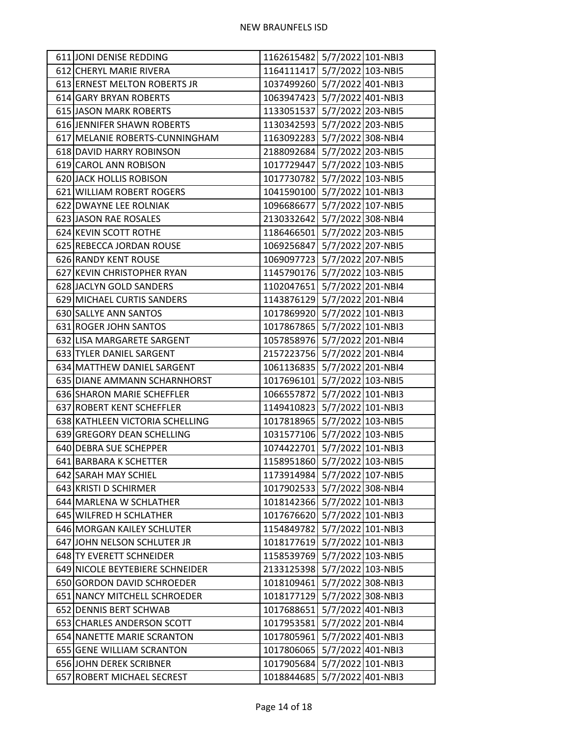| | | | | |
|---|---|---|---|---|
| 611 | JONI DENISE REDDING | 1162615482 | 5/7/2022 | 101-NBI3 |
| 612 | CHERYL MARIE RIVERA | 1164111417 | 5/7/2022 | 103-NBI5 |
| 613 | ERNEST MELTON ROBERTS JR | 1037499260 | 5/7/2022 | 401-NBI3 |
| 614 | GARY BRYAN ROBERTS | 1063947423 | 5/7/2022 | 401-NBI3 |
| 615 | JASON MARK ROBERTS | 1133051537 | 5/7/2022 | 203-NBI5 |
| 616 | JENNIFER SHAWN ROBERTS | 1130342593 | 5/7/2022 | 203-NBI5 |
| 617 | MELANIE ROBERTS-CUNNINGHAM | 1163092283 | 5/7/2022 | 308-NBI4 |
| 618 | DAVID HARRY ROBINSON | 2188092684 | 5/7/2022 | 203-NBI5 |
| 619 | CAROL ANN ROBISON | 1017729447 | 5/7/2022 | 103-NBI5 |
| 620 | JACK HOLLIS ROBISON | 1017730782 | 5/7/2022 | 103-NBI5 |
| 621 | WILLIAM ROBERT ROGERS | 1041590100 | 5/7/2022 | 101-NBI3 |
| 622 | DWAYNE LEE ROLNIAK | 1096686677 | 5/7/2022 | 107-NBI5 |
| 623 | JASON RAE ROSALES | 2130332642 | 5/7/2022 | 308-NBI4 |
| 624 | KEVIN SCOTT ROTHE | 1186466501 | 5/7/2022 | 203-NBI5 |
| 625 | REBECCA JORDAN ROUSE | 1069256847 | 5/7/2022 | 207-NBI5 |
| 626 | RANDY KENT ROUSE | 1069097723 | 5/7/2022 | 207-NBI5 |
| 627 | KEVIN CHRISTOPHER RYAN | 1145790176 | 5/7/2022 | 103-NBI5 |
| 628 | JACLYN GOLD SANDERS | 1102047651 | 5/7/2022 | 201-NBI4 |
| 629 | MICHAEL CURTIS SANDERS | 1143876129 | 5/7/2022 | 201-NBI4 |
| 630 | SALLYE ANN SANTOS | 1017869920 | 5/7/2022 | 101-NBI3 |
| 631 | ROGER JOHN SANTOS | 1017867865 | 5/7/2022 | 101-NBI3 |
| 632 | LISA MARGARETE SARGENT | 1057858976 | 5/7/2022 | 201-NBI4 |
| 633 | TYLER DANIEL SARGENT | 2157223756 | 5/7/2022 | 201-NBI4 |
| 634 | MATTHEW DANIEL SARGENT | 1061136835 | 5/7/2022 | 201-NBI4 |
| 635 | DIANE AMMANN SCHARNHORST | 1017696101 | 5/7/2022 | 103-NBI5 |
| 636 | SHARON MARIE SCHEFFLER | 1066557872 | 5/7/2022 | 101-NBI3 |
| 637 | ROBERT KENT SCHEFFLER | 1149410823 | 5/7/2022 | 101-NBI3 |
| 638 | KATHLEEN VICTORIA SCHELLING | 1017818965 | 5/7/2022 | 103-NBI5 |
| 639 | GREGORY DEAN SCHELLING | 1031577106 | 5/7/2022 | 103-NBI5 |
| 640 | DEBRA SUE SCHEPPER | 1074422701 | 5/7/2022 | 101-NBI3 |
| 641 | BARBARA K SCHETTER | 1158951860 | 5/7/2022 | 103-NBI5 |
| 642 | SARAH MAY SCHIEL | 1173914984 | 5/7/2022 | 107-NBI5 |
| 643 | KRISTI D SCHIRMER | 1017902533 | 5/7/2022 | 308-NBI4 |
| 644 | MARLENA W SCHLATHER | 1018142366 | 5/7/2022 | 101-NBI3 |
| 645 | WILFRED H SCHLATHER | 1017676620 | 5/7/2022 | 101-NBI3 |
| 646 | MORGAN KAILEY SCHLUTER | 1154849782 | 5/7/2022 | 101-NBI3 |
| 647 | JOHN NELSON SCHLUTER JR | 1018177619 | 5/7/2022 | 101-NBI3 |
| 648 | TY EVERETT SCHNEIDER | 1158539769 | 5/7/2022 | 103-NBI5 |
| 649 | NICOLE BEYTEBIERE SCHNEIDER | 2133125398 | 5/7/2022 | 103-NBI5 |
| 650 | GORDON DAVID SCHROEDER | 1018109461 | 5/7/2022 | 308-NBI3 |
| 651 | NANCY MITCHELL SCHROEDER | 1018177129 | 5/7/2022 | 308-NBI3 |
| 652 | DENNIS BERT SCHWAB | 1017688651 | 5/7/2022 | 401-NBI3 |
| 653 | CHARLES ANDERSON SCOTT | 1017953581 | 5/7/2022 | 201-NBI4 |
| 654 | NANETTE MARIE SCRANTON | 1017805961 | 5/7/2022 | 401-NBI3 |
| 655 | GENE WILLIAM SCRANTON | 1017806065 | 5/7/2022 | 401-NBI3 |
| 656 | JOHN DEREK SCRIBNER | 1017905684 | 5/7/2022 | 101-NBI3 |
| 657 | ROBERT MICHAEL SECREST | 1018844685 | 5/7/2022 | 401-NBI3 |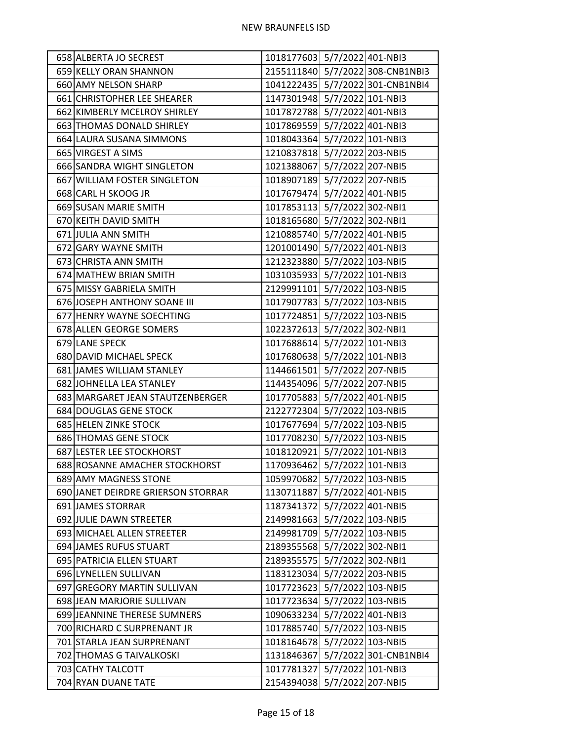| | | | | |
|---|---|---|---|---|
| 658 | ALBERTA JO SECREST | 1018177603 | 5/7/2022 | 401-NBI3 |
| 659 | KELLY ORAN SHANNON | 2155111840 | 5/7/2022 | 308-CNB1NBI3 |
| 660 | AMY NELSON SHARP | 1041222435 | 5/7/2022 | 301-CNB1NBI4 |
| 661 | CHRISTOPHER LEE SHEARER | 1147301948 | 5/7/2022 | 101-NBI3 |
| 662 | KIMBERLY MCELROY SHIRLEY | 1017872788 | 5/7/2022 | 401-NBI3 |
| 663 | THOMAS DONALD SHIRLEY | 1017869559 | 5/7/2022 | 401-NBI3 |
| 664 | LAURA SUSANA SIMMONS | 1018043364 | 5/7/2022 | 101-NBI3 |
| 665 | VIRGEST A SIMS | 1210837818 | 5/7/2022 | 203-NBI5 |
| 666 | SANDRA WIGHT SINGLETON | 1021388067 | 5/7/2022 | 207-NBI5 |
| 667 | WILLIAM FOSTER SINGLETON | 1018907189 | 5/7/2022 | 207-NBI5 |
| 668 | CARL H SKOOG JR | 1017679474 | 5/7/2022 | 401-NBI5 |
| 669 | SUSAN MARIE SMITH | 1017853113 | 5/7/2022 | 302-NBI1 |
| 670 | KEITH DAVID SMITH | 1018165680 | 5/7/2022 | 302-NBI1 |
| 671 | JULIA ANN SMITH | 1210885740 | 5/7/2022 | 401-NBI5 |
| 672 | GARY WAYNE SMITH | 1201001490 | 5/7/2022 | 401-NBI3 |
| 673 | CHRISTA ANN SMITH | 1212323880 | 5/7/2022 | 103-NBI5 |
| 674 | MATHEW BRIAN SMITH | 1031035933 | 5/7/2022 | 101-NBI3 |
| 675 | MISSY GABRIELA SMITH | 2129991101 | 5/7/2022 | 103-NBI5 |
| 676 | JOSEPH ANTHONY SOANE III | 1017907783 | 5/7/2022 | 103-NBI5 |
| 677 | HENRY WAYNE SOECHTING | 1017724851 | 5/7/2022 | 103-NBI5 |
| 678 | ALLEN GEORGE SOMERS | 1022372613 | 5/7/2022 | 302-NBI1 |
| 679 | LANE SPECK | 1017688614 | 5/7/2022 | 101-NBI3 |
| 680 | DAVID MICHAEL SPECK | 1017680638 | 5/7/2022 | 101-NBI3 |
| 681 | JAMES WILLIAM STANLEY | 1144661501 | 5/7/2022 | 207-NBI5 |
| 682 | JOHNELLA LEA STANLEY | 1144354096 | 5/7/2022 | 207-NBI5 |
| 683 | MARGARET JEAN STAUTZENBERGER | 1017705883 | 5/7/2022 | 401-NBI5 |
| 684 | DOUGLAS GENE STOCK | 2122772304 | 5/7/2022 | 103-NBI5 |
| 685 | HELEN ZINKE STOCK | 1017677694 | 5/7/2022 | 103-NBI5 |
| 686 | THOMAS GENE STOCK | 1017708230 | 5/7/2022 | 103-NBI5 |
| 687 | LESTER LEE STOCKHORST | 1018120921 | 5/7/2022 | 101-NBI3 |
| 688 | ROSANNE AMACHER STOCKHORST | 1170936462 | 5/7/2022 | 101-NBI3 |
| 689 | AMY MAGNESS STONE | 1059970682 | 5/7/2022 | 103-NBI5 |
| 690 | JANET DEIRDRE GRIERSON STORRAR | 1130711887 | 5/7/2022 | 401-NBI5 |
| 691 | JAMES STORRAR | 1187341372 | 5/7/2022 | 401-NBI5 |
| 692 | JULIE DAWN STREETER | 2149981663 | 5/7/2022 | 103-NBI5 |
| 693 | MICHAEL ALLEN STREETER | 2149981709 | 5/7/2022 | 103-NBI5 |
| 694 | JAMES RUFUS STUART | 2189355568 | 5/7/2022 | 302-NBI1 |
| 695 | PATRICIA ELLEN STUART | 2189355575 | 5/7/2022 | 302-NBI1 |
| 696 | LYNELLEN SULLIVAN | 1183123034 | 5/7/2022 | 203-NBI5 |
| 697 | GREGORY MARTIN SULLIVAN | 1017723623 | 5/7/2022 | 103-NBI5 |
| 698 | JEAN MARJORIE SULLIVAN | 1017723634 | 5/7/2022 | 103-NBI5 |
| 699 | JEANNINE THERESE SUMNERS | 1090633234 | 5/7/2022 | 401-NBI3 |
| 700 | RICHARD C SURPRENANT JR | 1017885740 | 5/7/2022 | 103-NBI5 |
| 701 | STARLA JEAN SURPRENANT | 1018164678 | 5/7/2022 | 103-NBI5 |
| 702 | THOMAS G TAIVALKOSKI | 1131846367 | 5/7/2022 | 301-CNB1NBI4 |
| 703 | CATHY TALCOTT | 1017781327 | 5/7/2022 | 101-NBI3 |
| 704 | RYAN DUANE TATE | 2154394038 | 5/7/2022 | 207-NBI5 |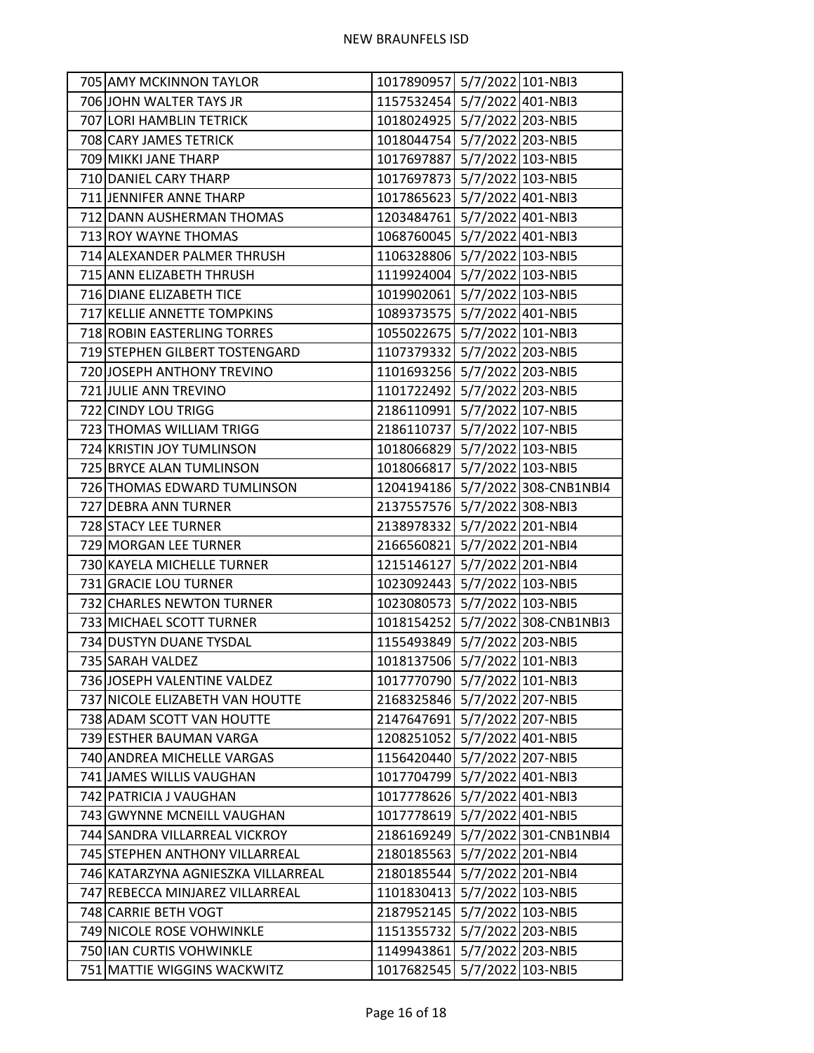| | | | | |
|---|---|---|---|---|
| 705 | AMY MCKINNON TAYLOR | 1017890957 | 5/7/2022 | 101-NBI3 |
| 706 | JOHN WALTER TAYS JR | 1157532454 | 5/7/2022 | 401-NBI3 |
| 707 | LORI HAMBLIN TETRICK | 1018024925 | 5/7/2022 | 203-NBI5 |
| 708 | CARY JAMES TETRICK | 1018044754 | 5/7/2022 | 203-NBI5 |
| 709 | MIKKI JANE THARP | 1017697887 | 5/7/2022 | 103-NBI5 |
| 710 | DANIEL CARY THARP | 1017697873 | 5/7/2022 | 103-NBI5 |
| 711 | JENNIFER ANNE THARP | 1017865623 | 5/7/2022 | 401-NBI3 |
| 712 | DANN AUSHERMAN THOMAS | 1203484761 | 5/7/2022 | 401-NBI3 |
| 713 | ROY WAYNE THOMAS | 1068760045 | 5/7/2022 | 401-NBI3 |
| 714 | ALEXANDER PALMER THRUSH | 1106328806 | 5/7/2022 | 103-NBI5 |
| 715 | ANN ELIZABETH THRUSH | 1119924004 | 5/7/2022 | 103-NBI5 |
| 716 | DIANE ELIZABETH TICE | 1019902061 | 5/7/2022 | 103-NBI5 |
| 717 | KELLIE ANNETTE TOMPKINS | 1089373575 | 5/7/2022 | 401-NBI5 |
| 718 | ROBIN EASTERLING TORRES | 1055022675 | 5/7/2022 | 101-NBI3 |
| 719 | STEPHEN GILBERT TOSTENGARD | 1107379332 | 5/7/2022 | 203-NBI5 |
| 720 | JOSEPH ANTHONY TREVINO | 1101693256 | 5/7/2022 | 203-NBI5 |
| 721 | JULIE ANN TREVINO | 1101722492 | 5/7/2022 | 203-NBI5 |
| 722 | CINDY LOU TRIGG | 2186110991 | 5/7/2022 | 107-NBI5 |
| 723 | THOMAS WILLIAM TRIGG | 2186110737 | 5/7/2022 | 107-NBI5 |
| 724 | KRISTIN JOY TUMLINSON | 1018066829 | 5/7/2022 | 103-NBI5 |
| 725 | BRYCE ALAN TUMLINSON | 1018066817 | 5/7/2022 | 103-NBI5 |
| 726 | THOMAS EDWARD TUMLINSON | 1204194186 | 5/7/2022 | 308-CNB1NBI4 |
| 727 | DEBRA ANN TURNER | 2137557576 | 5/7/2022 | 308-NBI3 |
| 728 | STACY LEE TURNER | 2138978332 | 5/7/2022 | 201-NBI4 |
| 729 | MORGAN LEE TURNER | 2166560821 | 5/7/2022 | 201-NBI4 |
| 730 | KAYELA MICHELLE TURNER | 1215146127 | 5/7/2022 | 201-NBI4 |
| 731 | GRACIE LOU TURNER | 1023092443 | 5/7/2022 | 103-NBI5 |
| 732 | CHARLES NEWTON TURNER | 1023080573 | 5/7/2022 | 103-NBI5 |
| 733 | MICHAEL SCOTT TURNER | 1018154252 | 5/7/2022 | 308-CNB1NBI3 |
| 734 | DUSTYN DUANE TYSDAL | 1155493849 | 5/7/2022 | 203-NBI5 |
| 735 | SARAH VALDEZ | 1018137506 | 5/7/2022 | 101-NBI3 |
| 736 | JOSEPH VALENTINE VALDEZ | 1017770790 | 5/7/2022 | 101-NBI3 |
| 737 | NICOLE ELIZABETH VAN HOUTTE | 2168325846 | 5/7/2022 | 207-NBI5 |
| 738 | ADAM SCOTT VAN HOUTTE | 2147647691 | 5/7/2022 | 207-NBI5 |
| 739 | ESTHER BAUMAN VARGA | 1208251052 | 5/7/2022 | 401-NBI5 |
| 740 | ANDREA MICHELLE VARGAS | 1156420440 | 5/7/2022 | 207-NBI5 |
| 741 | JAMES WILLIS VAUGHAN | 1017704799 | 5/7/2022 | 401-NBI3 |
| 742 | PATRICIA J VAUGHAN | 1017778626 | 5/7/2022 | 401-NBI3 |
| 743 | GWYNNE MCNEILL VAUGHAN | 1017778619 | 5/7/2022 | 401-NBI5 |
| 744 | SANDRA VILLARREAL VICKROY | 2186169249 | 5/7/2022 | 301-CNB1NBI4 |
| 745 | STEPHEN ANTHONY VILLARREAL | 2180185563 | 5/7/2022 | 201-NBI4 |
| 746 | KATARZYNA AGNIESZKA VILLARREAL | 2180185544 | 5/7/2022 | 201-NBI4 |
| 747 | REBECCA MINJAREZ VILLARREAL | 1101830413 | 5/7/2022 | 103-NBI5 |
| 748 | CARRIE BETH VOGT | 2187952145 | 5/7/2022 | 103-NBI5 |
| 749 | NICOLE ROSE VOHWINKLE | 1151355732 | 5/7/2022 | 203-NBI5 |
| 750 | IAN CURTIS VOHWINKLE | 1149943861 | 5/7/2022 | 203-NBI5 |
| 751 | MATTIE WIGGINS WACKWITZ | 1017682545 | 5/7/2022 | 103-NBI5 |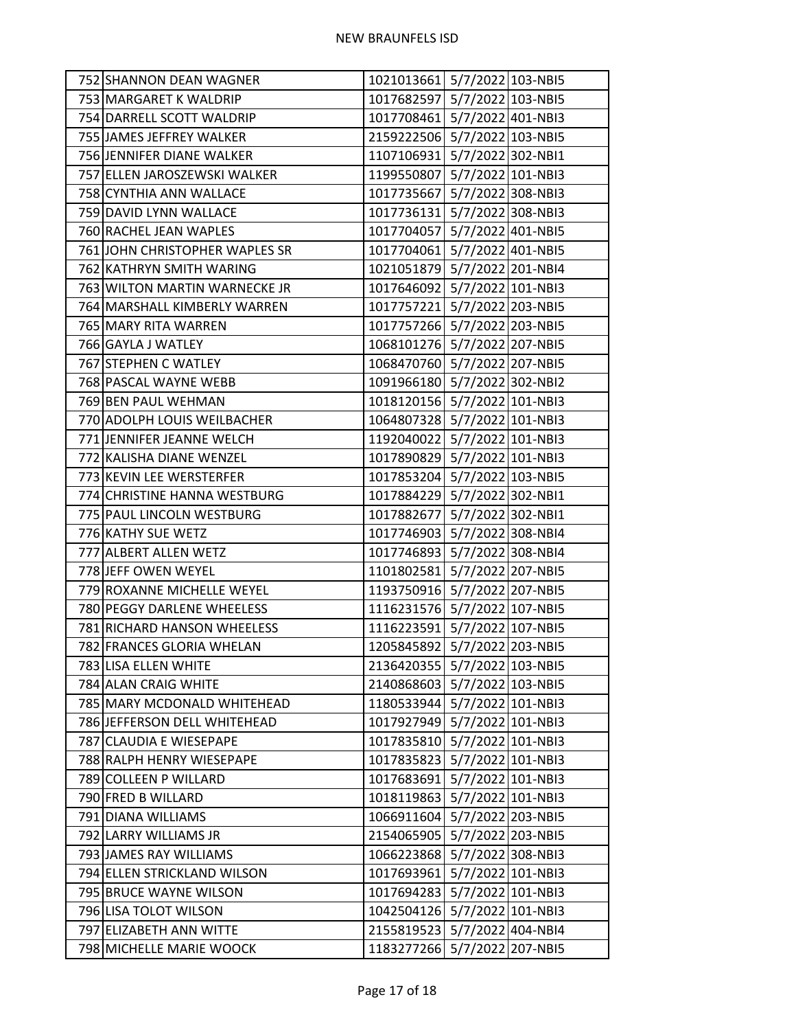| | | | | |
|---|---|---|---|---|
| 752 | SHANNON DEAN WAGNER | 1021013661 | 5/7/2022 | 103-NBI5 |
| 753 | MARGARET K WALDRIP | 1017682597 | 5/7/2022 | 103-NBI5 |
| 754 | DARRELL SCOTT WALDRIP | 1017708461 | 5/7/2022 | 401-NBI3 |
| 755 | JAMES JEFFREY WALKER | 2159222506 | 5/7/2022 | 103-NBI5 |
| 756 | JENNIFER DIANE WALKER | 1107106931 | 5/7/2022 | 302-NBI1 |
| 757 | ELLEN JAROSZEWSKI WALKER | 1199550807 | 5/7/2022 | 101-NBI3 |
| 758 | CYNTHIA ANN WALLACE | 1017735667 | 5/7/2022 | 308-NBI3 |
| 759 | DAVID LYNN WALLACE | 1017736131 | 5/7/2022 | 308-NBI3 |
| 760 | RACHEL JEAN WAPLES | 1017704057 | 5/7/2022 | 401-NBI5 |
| 761 | JOHN CHRISTOPHER WAPLES SR | 1017704061 | 5/7/2022 | 401-NBI5 |
| 762 | KATHRYN SMITH WARING | 1021051879 | 5/7/2022 | 201-NBI4 |
| 763 | WILTON MARTIN WARNECKE JR | 1017646092 | 5/7/2022 | 101-NBI3 |
| 764 | MARSHALL KIMBERLY WARREN | 1017757221 | 5/7/2022 | 203-NBI5 |
| 765 | MARY RITA WARREN | 1017757266 | 5/7/2022 | 203-NBI5 |
| 766 | GAYLA J WATLEY | 1068101276 | 5/7/2022 | 207-NBI5 |
| 767 | STEPHEN C WATLEY | 1068470760 | 5/7/2022 | 207-NBI5 |
| 768 | PASCAL WAYNE WEBB | 1091966180 | 5/7/2022 | 302-NBI2 |
| 769 | BEN PAUL WEHMAN | 1018120156 | 5/7/2022 | 101-NBI3 |
| 770 | ADOLPH LOUIS WEILBACHER | 1064807328 | 5/7/2022 | 101-NBI3 |
| 771 | JENNIFER JEANNE WELCH | 1192040022 | 5/7/2022 | 101-NBI3 |
| 772 | KALISHA DIANE WENZEL | 1017890829 | 5/7/2022 | 101-NBI3 |
| 773 | KEVIN LEE WERSTERFER | 1017853204 | 5/7/2022 | 103-NBI5 |
| 774 | CHRISTINE HANNA WESTBURG | 1017884229 | 5/7/2022 | 302-NBI1 |
| 775 | PAUL LINCOLN WESTBURG | 1017882677 | 5/7/2022 | 302-NBI1 |
| 776 | KATHY SUE WETZ | 1017746903 | 5/7/2022 | 308-NBI4 |
| 777 | ALBERT ALLEN WETZ | 1017746893 | 5/7/2022 | 308-NBI4 |
| 778 | JEFF OWEN WEYEL | 1101802581 | 5/7/2022 | 207-NBI5 |
| 779 | ROXANNE MICHELLE WEYEL | 1193750916 | 5/7/2022 | 207-NBI5 |
| 780 | PEGGY DARLENE WHEELESS | 1116231576 | 5/7/2022 | 107-NBI5 |
| 781 | RICHARD HANSON WHEELESS | 1116223591 | 5/7/2022 | 107-NBI5 |
| 782 | FRANCES GLORIA WHELAN | 1205845892 | 5/7/2022 | 203-NBI5 |
| 783 | LISA ELLEN WHITE | 2136420355 | 5/7/2022 | 103-NBI5 |
| 784 | ALAN CRAIG WHITE | 2140868603 | 5/7/2022 | 103-NBI5 |
| 785 | MARY MCDONALD WHITEHEAD | 1180533944 | 5/7/2022 | 101-NBI3 |
| 786 | JEFFERSON DELL WHITEHEAD | 1017927949 | 5/7/2022 | 101-NBI3 |
| 787 | CLAUDIA E WIESEPAPE | 1017835810 | 5/7/2022 | 101-NBI3 |
| 788 | RALPH HENRY WIESEPAPE | 1017835823 | 5/7/2022 | 101-NBI3 |
| 789 | COLLEEN P WILLARD | 1017683691 | 5/7/2022 | 101-NBI3 |
| 790 | FRED B WILLARD | 1018119863 | 5/7/2022 | 101-NBI3 |
| 791 | DIANA WILLIAMS | 1066911604 | 5/7/2022 | 203-NBI5 |
| 792 | LARRY WILLIAMS JR | 2154065905 | 5/7/2022 | 203-NBI5 |
| 793 | JAMES RAY WILLIAMS | 1066223868 | 5/7/2022 | 308-NBI3 |
| 794 | ELLEN STRICKLAND WILSON | 1017693961 | 5/7/2022 | 101-NBI3 |
| 795 | BRUCE WAYNE WILSON | 1017694283 | 5/7/2022 | 101-NBI3 |
| 796 | LISA TOLOT WILSON | 1042504126 | 5/7/2022 | 101-NBI3 |
| 797 | ELIZABETH ANN WITTE | 2155819523 | 5/7/2022 | 404-NBI4 |
| 798 | MICHELLE MARIE WOOCK | 1183277266 | 5/7/2022 | 207-NBI5 |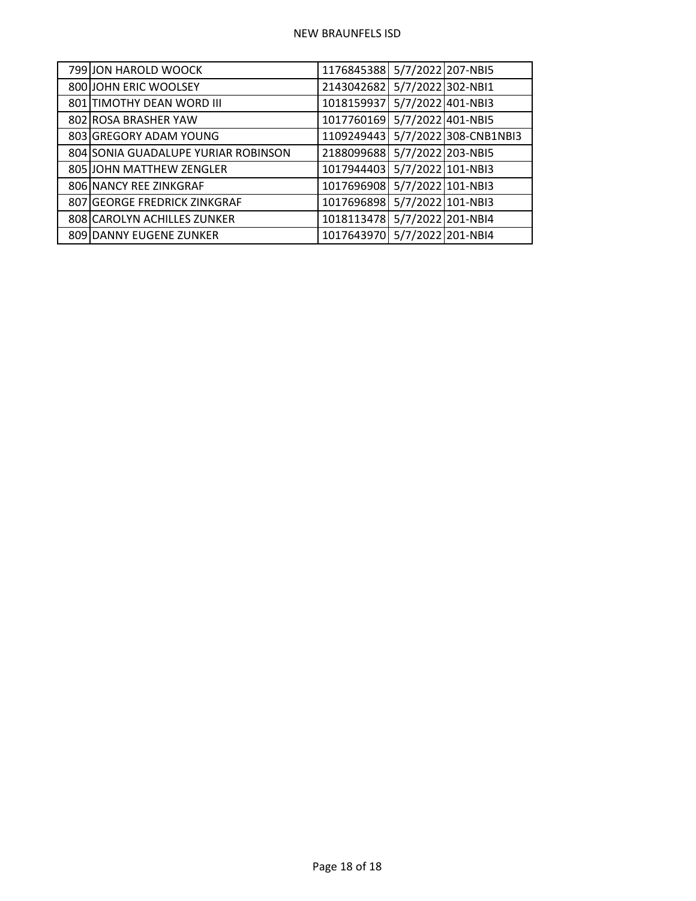| | | | | |
|---|---|---|---|---|
| 799 | JON HAROLD WOOCK | 1176845388 | 5/7/2022 | 207-NBI5 |
| 800 | JOHN ERIC WOOLSEY | 2143042682 | 5/7/2022 | 302-NBI1 |
| 801 | TIMOTHY DEAN WORD III | 1018159937 | 5/7/2022 | 401-NBI3 |
| 802 | ROSA BRASHER YAW | 1017760169 | 5/7/2022 | 401-NBI5 |
| 803 | GREGORY ADAM YOUNG | 1109249443 | 5/7/2022 | 308-CNB1NBI3 |
| 804 | SONIA GUADALUPE YURIAR ROBINSON | 2188099688 | 5/7/2022 | 203-NBI5 |
| 805 | JOHN MATTHEW ZENGLER | 1017944403 | 5/7/2022 | 101-NBI3 |
| 806 | NANCY REE ZINKGRAF | 1017696908 | 5/7/2022 | 101-NBI3 |
| 807 | GEORGE FREDRICK ZINKGRAF | 1017696898 | 5/7/2022 | 101-NBI3 |
| 808 | CAROLYN ACHILLES ZUNKER | 1018113478 | 5/7/2022 | 201-NBI4 |
| 809 | DANNY EUGENE ZUNKER | 1017643970 | 5/7/2022 | 201-NBI4 |